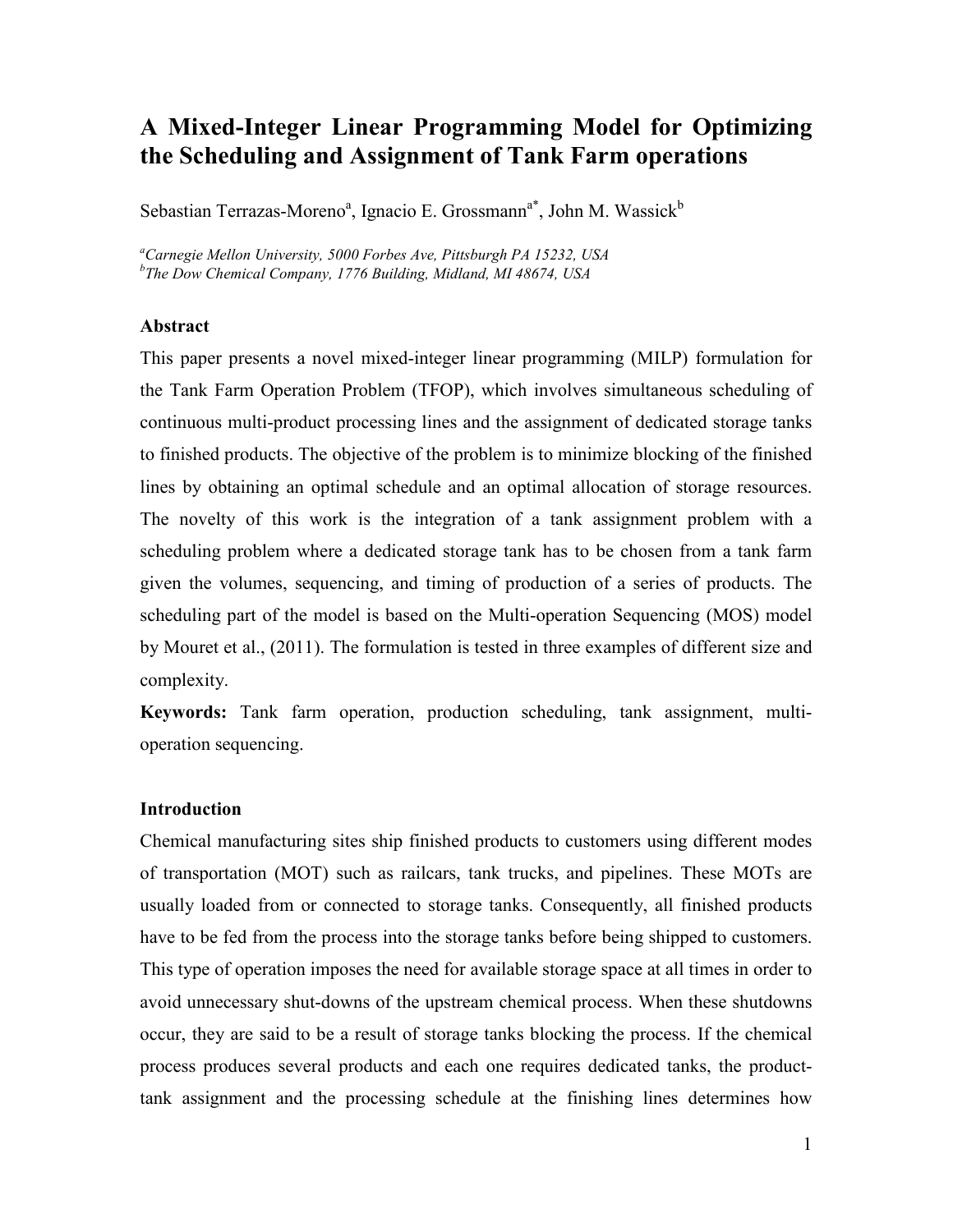# A Mixed-Integer Linear Programming Model for Optimizing the Scheduling and Assignment of Tank Farm operations

Sebastian Terrazas-Moreno[a], Ignacio E. Grossmann[a*], John M. Wassick[b]

*[a]Carnegie Mellon University, 5000 Forbes Ave, Pittsburgh PA 15232, USA*
*[b]The Dow Chemical Company, 1776 Building, Midland, MI 48674, USA*

### Abstract

This paper presents a novel mixed-integer linear programming (MILP) formulation for the Tank Farm Operation Problem (TFOP), which involves simultaneous scheduling of continuous multi-product processing lines and the assignment of dedicated storage tanks to finished products. The objective of the problem is to minimize blocking of the finished lines by obtaining an optimal schedule and an optimal allocation of storage resources. The novelty of this work is the integration of a tank assignment problem with a scheduling problem where a dedicated storage tank has to be chosen from a tank farm given the volumes, sequencing, and timing of production of a series of products. The scheduling part of the model is based on the Multi-operation Sequencing (MOS) model by Mouret et al., (2011). The formulation is tested in three examples of different size and complexity.

**Keywords:** Tank farm operation, production scheduling, tank assignment, multi-operation sequencing.

### Introduction

Chemical manufacturing sites ship finished products to customers using different modes of transportation (MOT) such as railcars, tank trucks, and pipelines. These MOTs are usually loaded from or connected to storage tanks. Consequently, all finished products have to be fed from the process into the storage tanks before being shipped to customers. This type of operation imposes the need for available storage space at all times in order to avoid unnecessary shut-downs of the upstream chemical process. When these shutdowns occur, they are said to be a result of storage tanks blocking the process. If the chemical process produces several products and each one requires dedicated tanks, the product-tank assignment and the processing schedule at the finishing lines determines how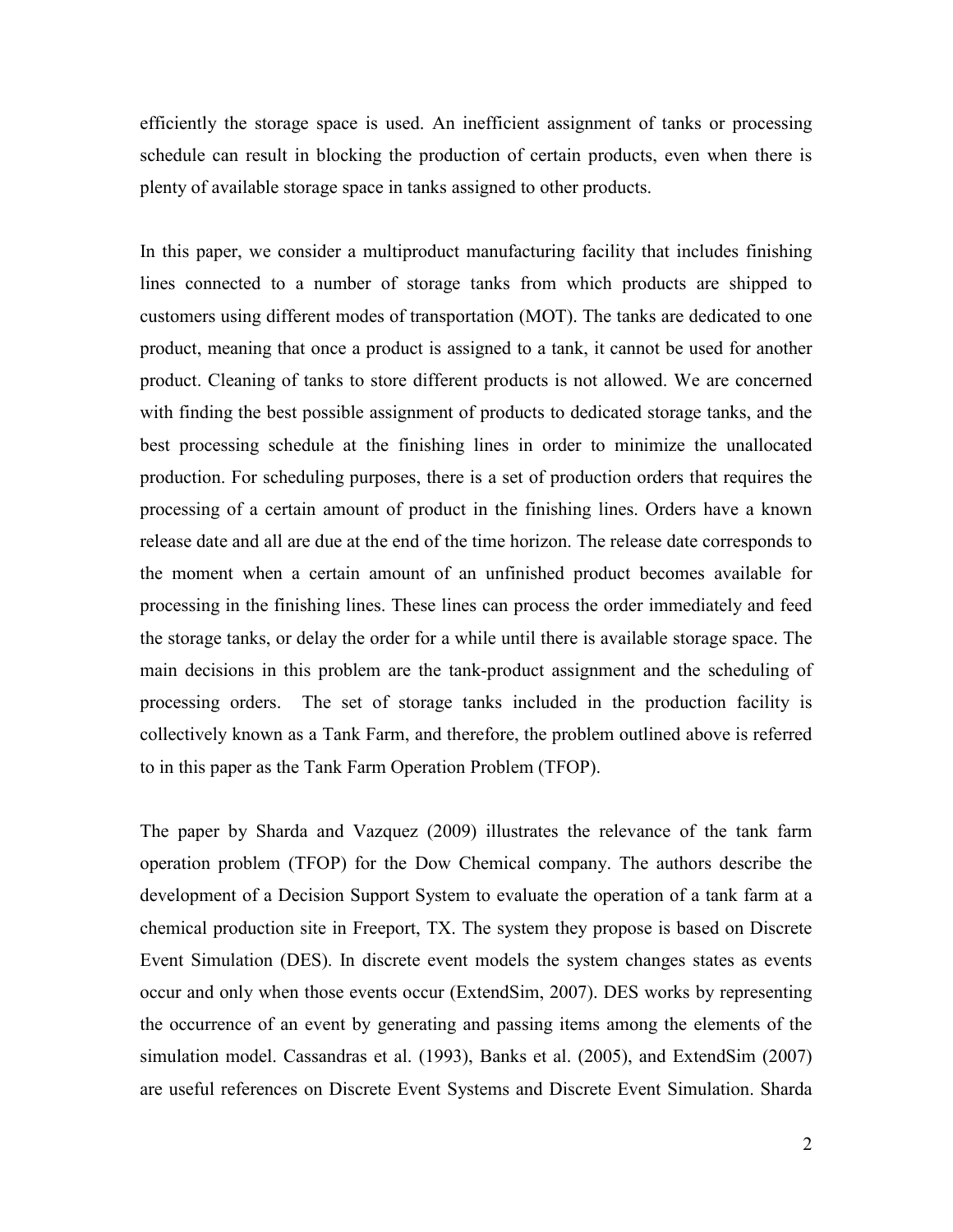efficiently the storage space is used. An inefficient assignment of tanks or processing schedule can result in blocking the production of certain products, even when there is plenty of available storage space in tanks assigned to other products.

In this paper, we consider a multiproduct manufacturing facility that includes finishing lines connected to a number of storage tanks from which products are shipped to customers using different modes of transportation (MOT). The tanks are dedicated to one product, meaning that once a product is assigned to a tank, it cannot be used for another product. Cleaning of tanks to store different products is not allowed. We are concerned with finding the best possible assignment of products to dedicated storage tanks, and the best processing schedule at the finishing lines in order to minimize the unallocated production. For scheduling purposes, there is a set of production orders that requires the processing of a certain amount of product in the finishing lines. Orders have a known release date and all are due at the end of the time horizon. The release date corresponds to the moment when a certain amount of an unfinished product becomes available for processing in the finishing lines. These lines can process the order immediately and feed the storage tanks, or delay the order for a while until there is available storage space. The main decisions in this problem are the tank-product assignment and the scheduling of processing orders. The set of storage tanks included in the production facility is collectively known as a Tank Farm, and therefore, the problem outlined above is referred to in this paper as the Tank Farm Operation Problem (TFOP).

The paper by Sharda and Vazquez (2009) illustrates the relevance of the tank farm operation problem (TFOP) for the Dow Chemical company. The authors describe the development of a Decision Support System to evaluate the operation of a tank farm at a chemical production site in Freeport, TX. The system they propose is based on Discrete Event Simulation (DES). In discrete event models the system changes states as events occur and only when those events occur (ExtendSim, 2007). DES works by representing the occurrence of an event by generating and passing items among the elements of the simulation model. Cassandras et al. (1993), Banks et al. (2005), and ExtendSim (2007) are useful references on Discrete Event Systems and Discrete Event Simulation. Sharda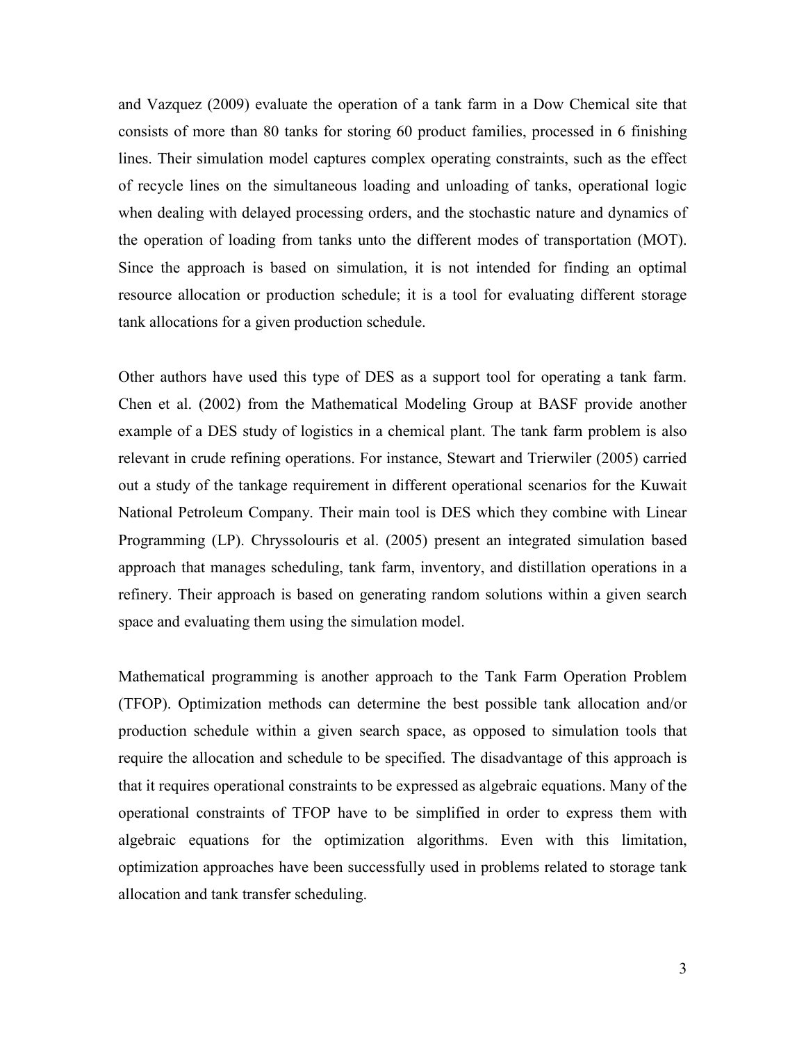and Vazquez (2009) evaluate the operation of a tank farm in a Dow Chemical site that consists of more than 80 tanks for storing 60 product families, processed in 6 finishing lines. Their simulation model captures complex operating constraints, such as the effect of recycle lines on the simultaneous loading and unloading of tanks, operational logic when dealing with delayed processing orders, and the stochastic nature and dynamics of the operation of loading from tanks unto the different modes of transportation (MOT). Since the approach is based on simulation, it is not intended for finding an optimal resource allocation or production schedule; it is a tool for evaluating different storage tank allocations for a given production schedule.

Other authors have used this type of DES as a support tool for operating a tank farm. Chen et al. (2002) from the Mathematical Modeling Group at BASF provide another example of a DES study of logistics in a chemical plant. The tank farm problem is also relevant in crude refining operations. For instance, Stewart and Trierwiler (2005) carried out a study of the tankage requirement in different operational scenarios for the Kuwait National Petroleum Company. Their main tool is DES which they combine with Linear Programming (LP). Chryssolouris et al. (2005) present an integrated simulation based approach that manages scheduling, tank farm, inventory, and distillation operations in a refinery. Their approach is based on generating random solutions within a given search space and evaluating them using the simulation model.

Mathematical programming is another approach to the Tank Farm Operation Problem (TFOP). Optimization methods can determine the best possible tank allocation and/or production schedule within a given search space, as opposed to simulation tools that require the allocation and schedule to be specified. The disadvantage of this approach is that it requires operational constraints to be expressed as algebraic equations. Many of the operational constraints of TFOP have to be simplified in order to express them with algebraic equations for the optimization algorithms. Even with this limitation, optimization approaches have been successfully used in problems related to storage tank allocation and tank transfer scheduling.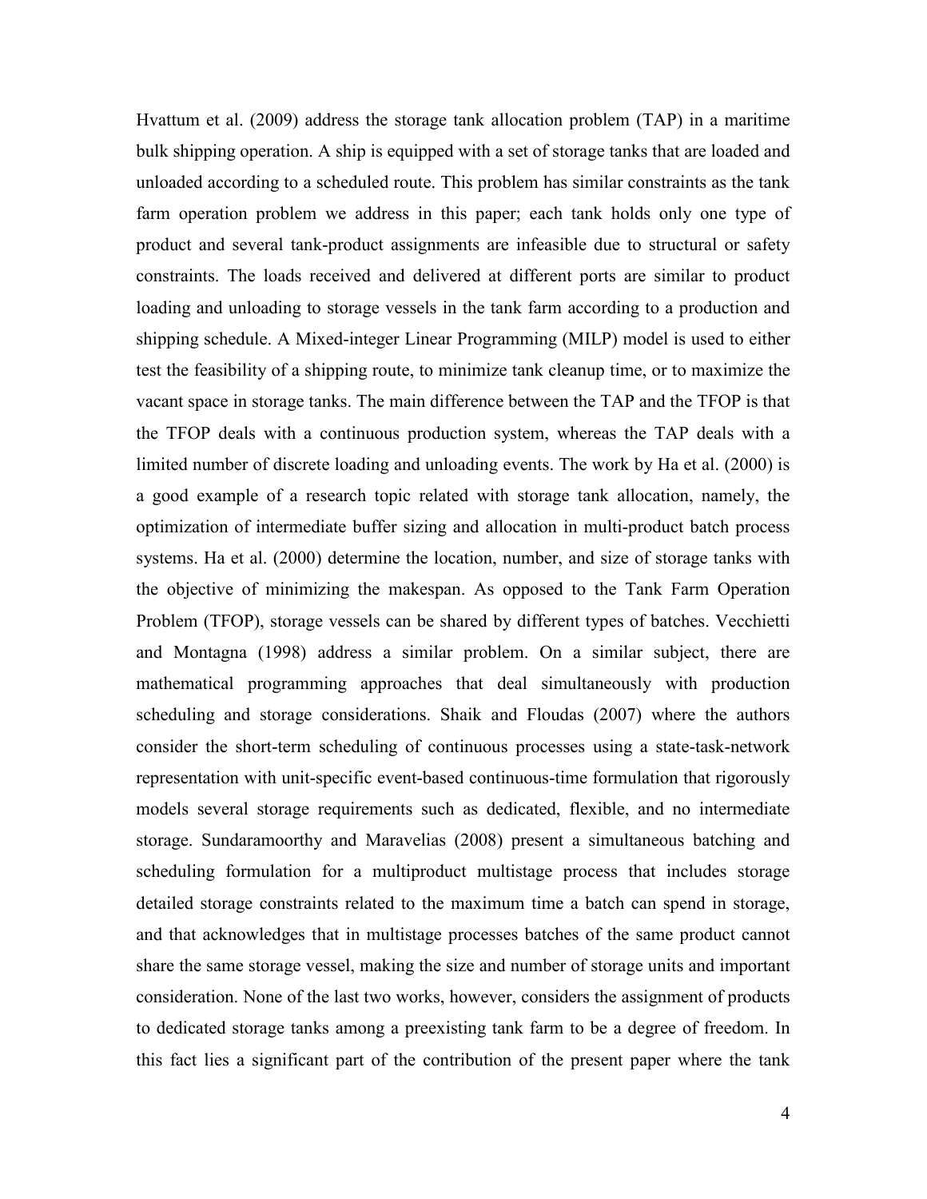Hvattum et al. (2009) address the storage tank allocation problem (TAP) in a maritime bulk shipping operation. A ship is equipped with a set of storage tanks that are loaded and unloaded according to a scheduled route. This problem has similar constraints as the tank farm operation problem we address in this paper; each tank holds only one type of product and several tank-product assignments are infeasible due to structural or safety constraints. The loads received and delivered at different ports are similar to product loading and unloading to storage vessels in the tank farm according to a production and shipping schedule. A Mixed-integer Linear Programming (MILP) model is used to either test the feasibility of a shipping route, to minimize tank cleanup time, or to maximize the vacant space in storage tanks. The main difference between the TAP and the TFOP is that the TFOP deals with a continuous production system, whereas the TAP deals with a limited number of discrete loading and unloading events. The work by Ha et al. (2000) is a good example of a research topic related with storage tank allocation, namely, the optimization of intermediate buffer sizing and allocation in multi-product batch process systems. Ha et al. (2000) determine the location, number, and size of storage tanks with the objective of minimizing the makespan. As opposed to the Tank Farm Operation Problem (TFOP), storage vessels can be shared by different types of batches. Vecchietti and Montagna (1998) address a similar problem. On a similar subject, there are mathematical programming approaches that deal simultaneously with production scheduling and storage considerations. Shaik and Floudas (2007) where the authors consider the short-term scheduling of continuous processes using a state-task-network representation with unit-specific event-based continuous-time formulation that rigorously models several storage requirements such as dedicated, flexible, and no intermediate storage. Sundaramoorthy and Maravelias (2008) present a simultaneous batching and scheduling formulation for a multiproduct multistage process that includes storage detailed storage constraints related to the maximum time a batch can spend in storage, and that acknowledges that in multistage processes batches of the same product cannot share the same storage vessel, making the size and number of storage units and important consideration. None of the last two works, however, considers the assignment of products to dedicated storage tanks among a preexisting tank farm to be a degree of freedom. In this fact lies a significant part of the contribution of the present paper where the tank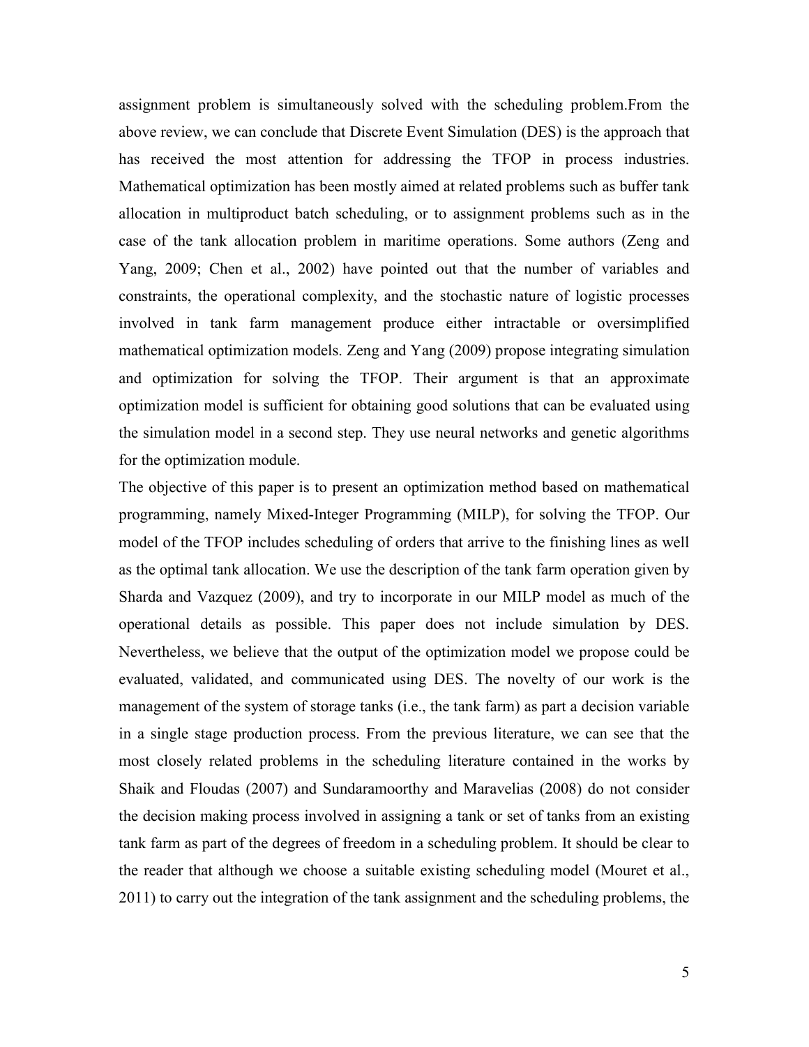assignment problem is simultaneously solved with the scheduling problem.From the above review, we can conclude that Discrete Event Simulation (DES) is the approach that has received the most attention for addressing the TFOP in process industries. Mathematical optimization has been mostly aimed at related problems such as buffer tank allocation in multiproduct batch scheduling, or to assignment problems such as in the case of the tank allocation problem in maritime operations. Some authors (Zeng and Yang, 2009; Chen et al., 2002) have pointed out that the number of variables and constraints, the operational complexity, and the stochastic nature of logistic processes involved in tank farm management produce either intractable or oversimplified mathematical optimization models. Zeng and Yang (2009) propose integrating simulation and optimization for solving the TFOP. Their argument is that an approximate optimization model is sufficient for obtaining good solutions that can be evaluated using the simulation model in a second step. They use neural networks and genetic algorithms for the optimization module.

The objective of this paper is to present an optimization method based on mathematical programming, namely Mixed-Integer Programming (MILP), for solving the TFOP. Our model of the TFOP includes scheduling of orders that arrive to the finishing lines as well as the optimal tank allocation. We use the description of the tank farm operation given by Sharda and Vazquez (2009), and try to incorporate in our MILP model as much of the operational details as possible. This paper does not include simulation by DES. Nevertheless, we believe that the output of the optimization model we propose could be evaluated, validated, and communicated using DES. The novelty of our work is the management of the system of storage tanks (i.e., the tank farm) as part a decision variable in a single stage production process. From the previous literature, we can see that the most closely related problems in the scheduling literature contained in the works by Shaik and Floudas (2007) and Sundaramoorthy and Maravelias (2008) do not consider the decision making process involved in assigning a tank or set of tanks from an existing tank farm as part of the degrees of freedom in a scheduling problem. It should be clear to the reader that although we choose a suitable existing scheduling model (Mouret et al., 2011) to carry out the integration of the tank assignment and the scheduling problems, the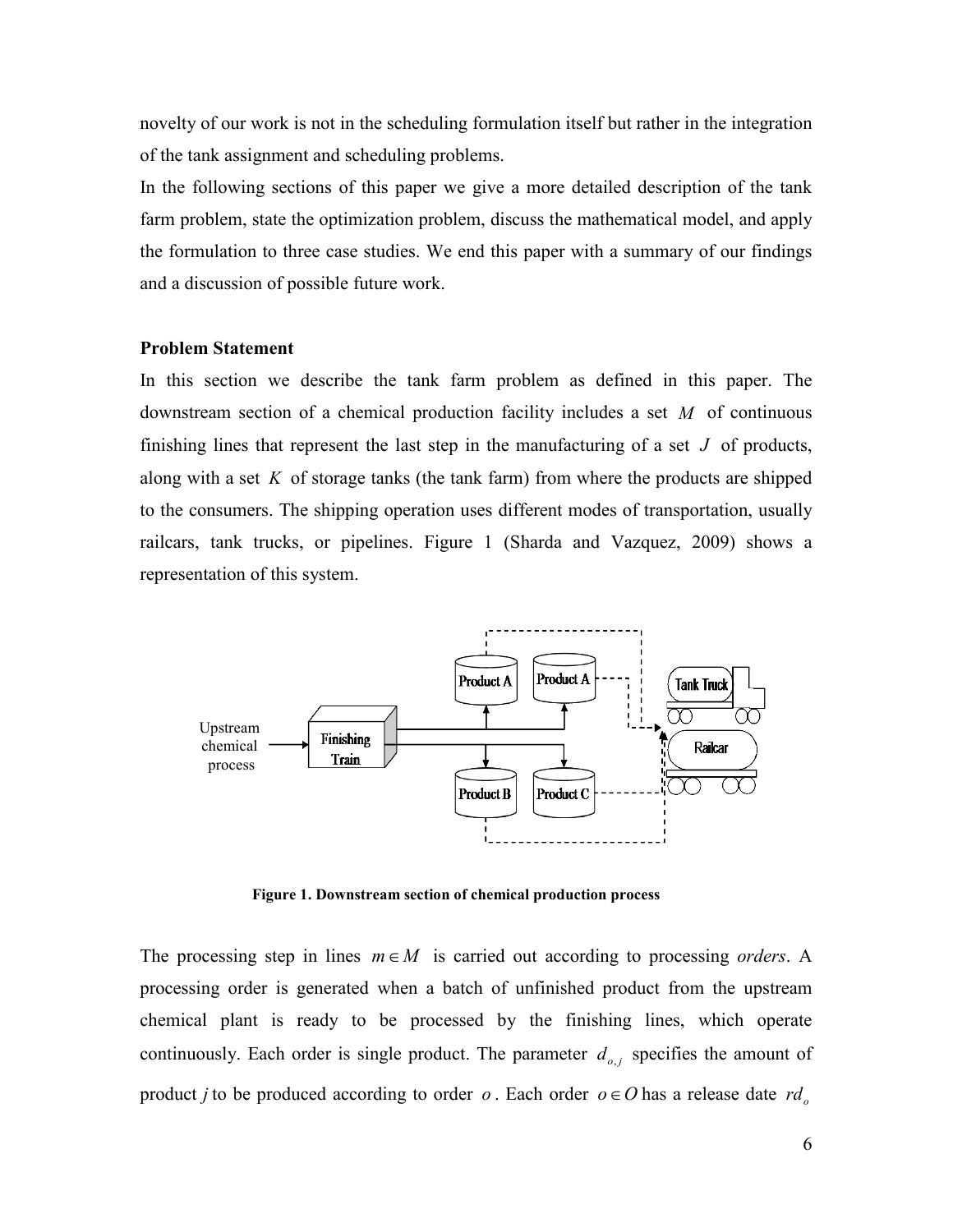novelty of our work is not in the scheduling formulation itself but rather in the integration of the tank assignment and scheduling problems.

In the following sections of this paper we give a more detailed description of the tank farm problem, state the optimization problem, discuss the mathematical model, and apply the formulation to three case studies. We end this paper with a summary of our findings and a discussion of possible future work.

## Problem Statement

In this section we describe the tank farm problem as defined in this paper. The downstream section of a chemical production facility includes a set $M$ of continuous finishing lines that represent the last step in the manufacturing of a set $J$ of products, along with a set $K$ of storage tanks (the tank farm) from where the products are shipped to the consumers. The shipping operation uses different modes of transportation, usually railcars, tank trucks, or pipelines. Figure 1 (Sharda and Vazquez, 2009) shows a representation of this system.

**Figure 1. Downstream section of chemical production process**

The processing step in lines $m \in M$ is carried out according to processing *orders*. A processing order is generated when a batch of unfinished product from the upstream chemical plant is ready to be processed by the finishing lines, which operate continuously. Each order is single product. The parameter $d_{o,j}$ specifies the amount of product $j$ to be produced according to order $o$. Each order $o \in O$ has a release date $rd_o$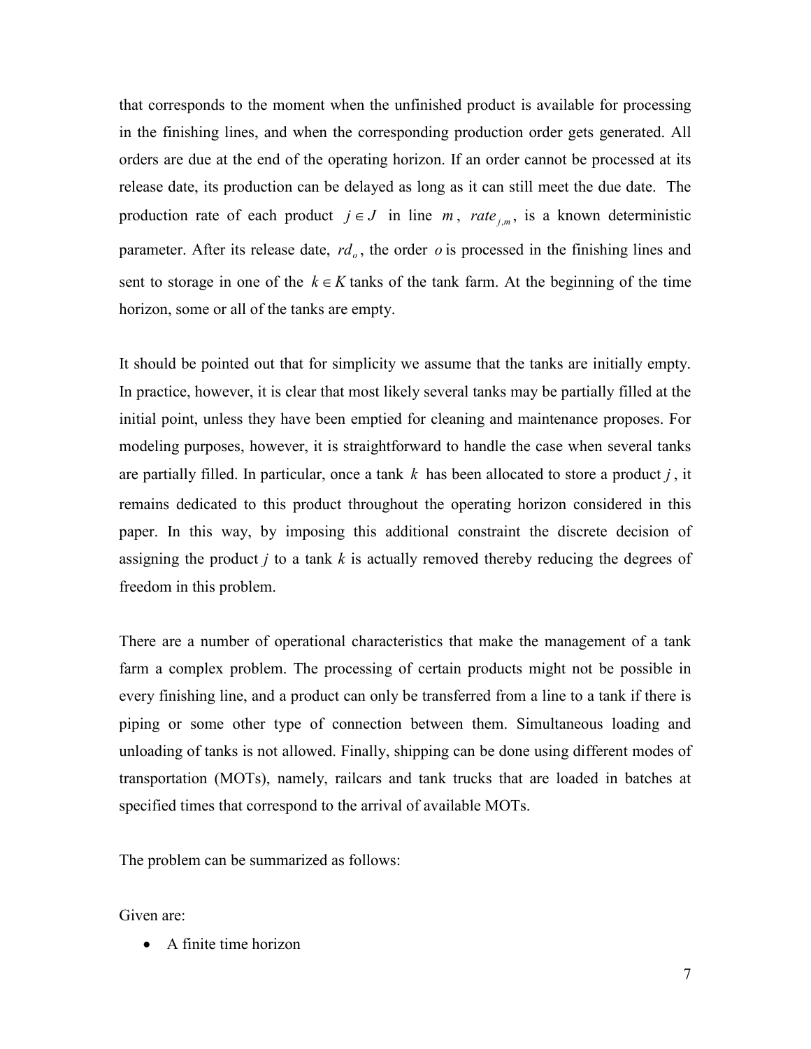that corresponds to the moment when the unfinished product is available for processing in the finishing lines, and when the corresponding production order gets generated. All orders are due at the end of the operating horizon. If an order cannot be processed at its release date, its production can be delayed as long as it can still meet the due date. The production rate of each product $j \in J$ in line $m$, $rate_{j,m}$, is a known deterministic parameter. After its release date, $rd_o$, the order $o$ is processed in the finishing lines and sent to storage in one of the $k \in K$ tanks of the tank farm. At the beginning of the time horizon, some or all of the tanks are empty.

It should be pointed out that for simplicity we assume that the tanks are initially empty. In practice, however, it is clear that most likely several tanks may be partially filled at the initial point, unless they have been emptied for cleaning and maintenance proposes. For modeling purposes, however, it is straightforward to handle the case when several tanks are partially filled. In particular, once a tank $k$ has been allocated to store a product $j$, it remains dedicated to this product throughout the operating horizon considered in this paper. In this way, by imposing this additional constraint the discrete decision of assigning the product $j$ to a tank $k$ is actually removed thereby reducing the degrees of freedom in this problem.

There are a number of operational characteristics that make the management of a tank farm a complex problem. The processing of certain products might not be possible in every finishing line, and a product can only be transferred from a line to a tank if there is piping or some other type of connection between them. Simultaneous loading and unloading of tanks is not allowed. Finally, shipping can be done using different modes of transportation (MOTs), namely, railcars and tank trucks that are loaded in batches at specified times that correspond to the arrival of available MOTs.

The problem can be summarized as follows:

Given are:

- A finite time horizon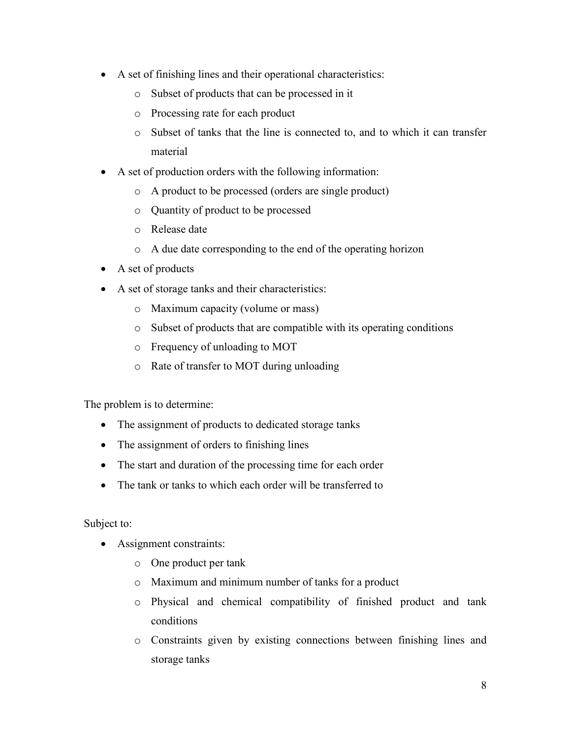- A set of finishing lines and their operational characteristics:
  - Subset of products that can be processed in it
  - Processing rate for each product
  - Subset of tanks that the line is connected to, and to which it can transfer material
- A set of production orders with the following information:
  - A product to be processed (orders are single product)
  - Quantity of product to be processed
  - Release date
  - A due date corresponding to the end of the operating horizon
- A set of products
- A set of storage tanks and their characteristics:
  - Maximum capacity (volume or mass)
  - Subset of products that are compatible with its operating conditions
  - Frequency of unloading to MOT
  - Rate of transfer to MOT during unloading

The problem is to determine:

- The assignment of products to dedicated storage tanks
- The assignment of orders to finishing lines
- The start and duration of the processing time for each order
- The tank or tanks to which each order will be transferred to

Subject to:

- Assignment constraints:
  - One product per tank
  - Maximum and minimum number of tanks for a product
  - Physical and chemical compatibility of finished product and tank conditions
  - Constraints given by existing connections between finishing lines and storage tanks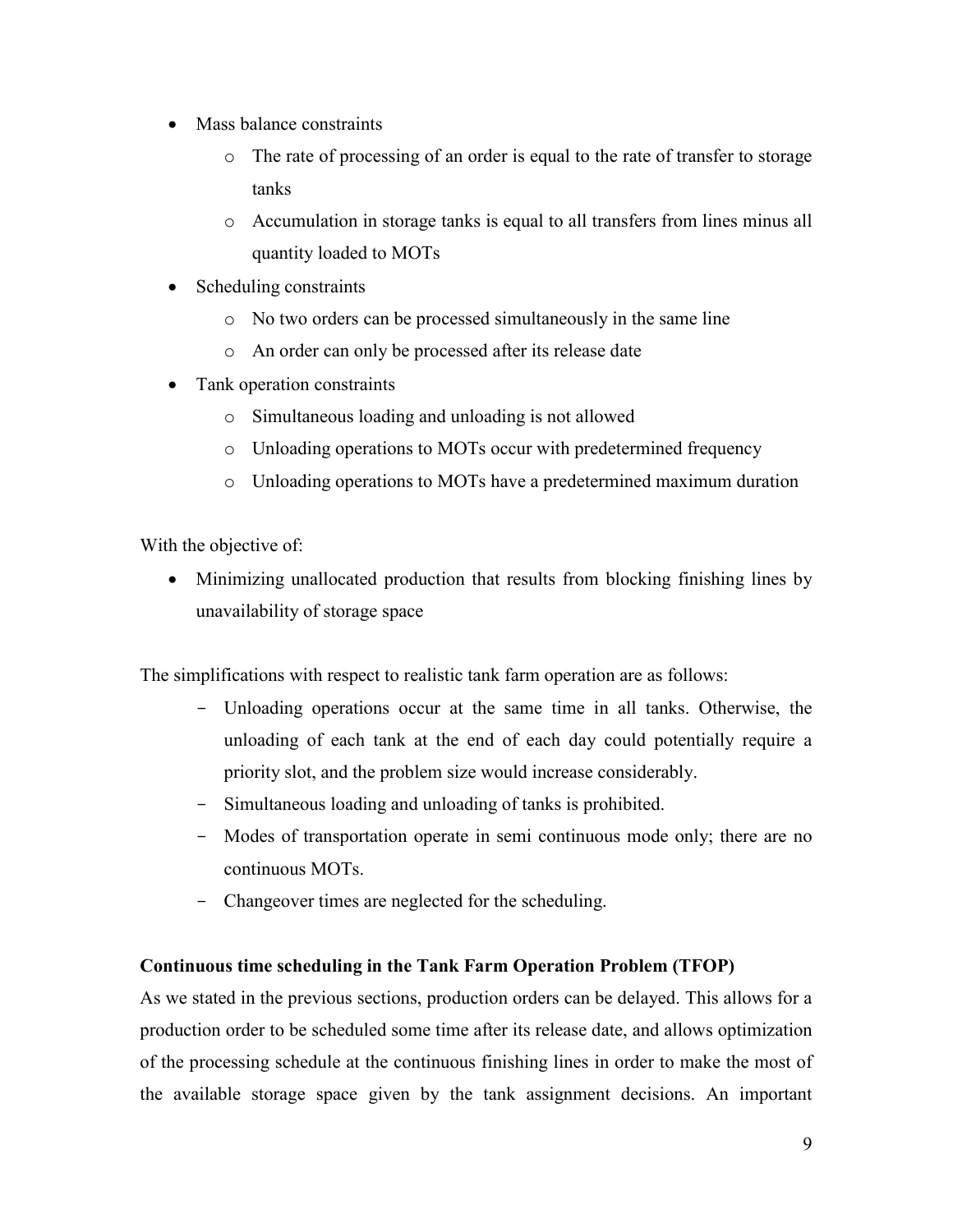- Mass balance constraints
  - The rate of processing of an order is equal to the rate of transfer to storage tanks
  - Accumulation in storage tanks is equal to all transfers from lines minus all quantity loaded to MOTs
- Scheduling constraints
  - No two orders can be processed simultaneously in the same line
  - An order can only be processed after its release date
- Tank operation constraints
  - Simultaneous loading and unloading is not allowed
  - Unloading operations to MOTs occur with predetermined frequency
  - Unloading operations to MOTs have a predetermined maximum duration

With the objective of:

- Minimizing unallocated production that results from blocking finishing lines by unavailability of storage space

The simplifications with respect to realistic tank farm operation are as follows:

- Unloading operations occur at the same time in all tanks. Otherwise, the unloading of each tank at the end of each day could potentially require a priority slot, and the problem size would increase considerably.
- Simultaneous loading and unloading of tanks is prohibited.
- Modes of transportation operate in semi continuous mode only; there are no continuous MOTs.
- Changeover times are neglected for the scheduling.

**Continuous time scheduling in the Tank Farm Operation Problem (TFOP)**

As we stated in the previous sections, production orders can be delayed. This allows for a production order to be scheduled some time after its release date, and allows optimization of the processing schedule at the continuous finishing lines in order to make the most of the available storage space given by the tank assignment decisions. An important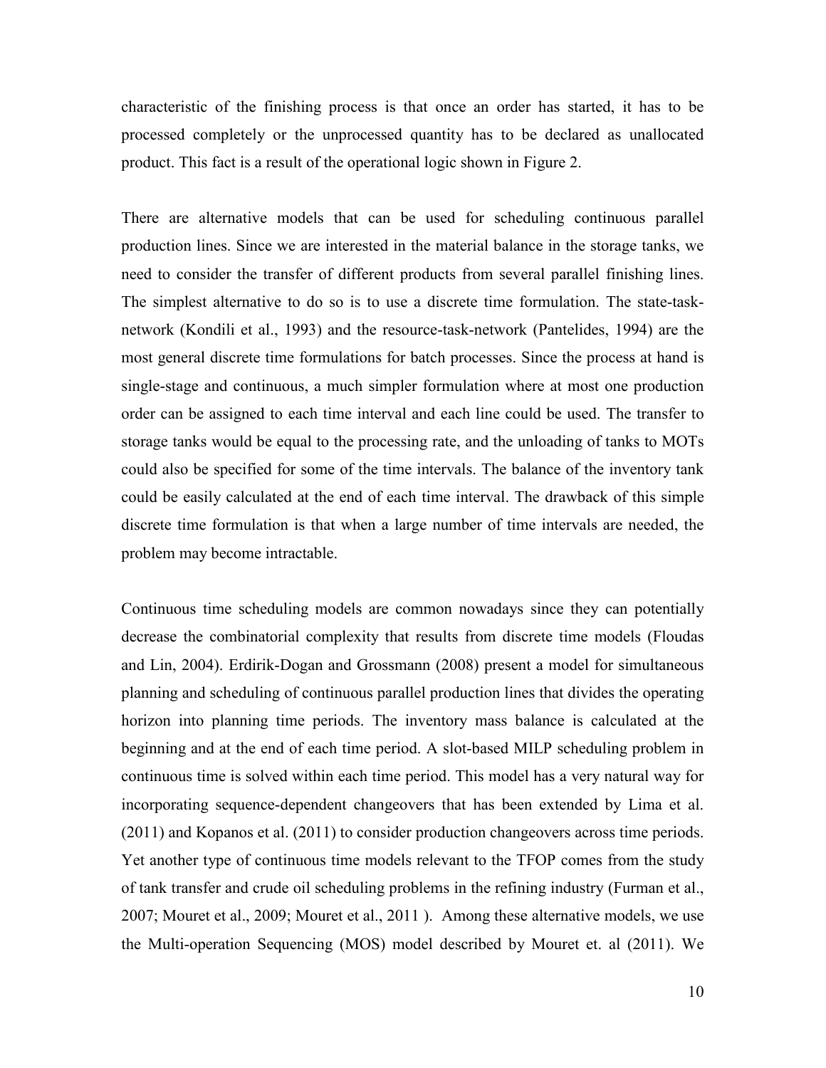characteristic of the finishing process is that once an order has started, it has to be processed completely or the unprocessed quantity has to be declared as unallocated product. This fact is a result of the operational logic shown in Figure 2.

There are alternative models that can be used for scheduling continuous parallel production lines. Since we are interested in the material balance in the storage tanks, we need to consider the transfer of different products from several parallel finishing lines. The simplest alternative to do so is to use a discrete time formulation. The state-task-network (Kondili et al., 1993) and the resource-task-network (Pantelides, 1994) are the most general discrete time formulations for batch processes. Since the process at hand is single-stage and continuous, a much simpler formulation where at most one production order can be assigned to each time interval and each line could be used. The transfer to storage tanks would be equal to the processing rate, and the unloading of tanks to MOTs could also be specified for some of the time intervals. The balance of the inventory tank could be easily calculated at the end of each time interval. The drawback of this simple discrete time formulation is that when a large number of time intervals are needed, the problem may become intractable.

Continuous time scheduling models are common nowadays since they can potentially decrease the combinatorial complexity that results from discrete time models (Floudas and Lin, 2004). Erdirik-Dogan and Grossmann (2008) present a model for simultaneous planning and scheduling of continuous parallel production lines that divides the operating horizon into planning time periods. The inventory mass balance is calculated at the beginning and at the end of each time period. A slot-based MILP scheduling problem in continuous time is solved within each time period. This model has a very natural way for incorporating sequence-dependent changeovers that has been extended by Lima et al. (2011) and Kopanos et al. (2011) to consider production changeovers across time periods. Yet another type of continuous time models relevant to the TFOP comes from the study of tank transfer and crude oil scheduling problems in the refining industry (Furman et al., 2007; Mouret et al., 2009; Mouret et al., 2011 ). Among these alternative models, we use the Multi-operation Sequencing (MOS) model described by Mouret et. al (2011). We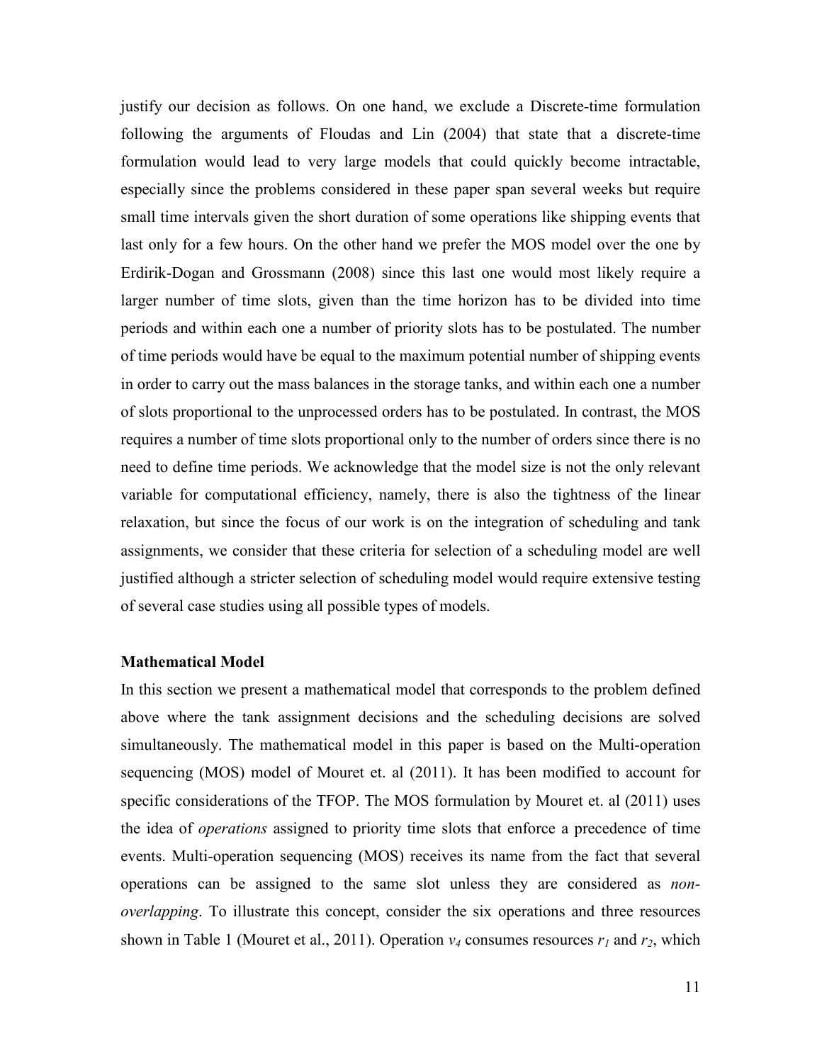justify our decision as follows. On one hand, we exclude a Discrete-time formulation following the arguments of Floudas and Lin (2004) that state that a discrete-time formulation would lead to very large models that could quickly become intractable, especially since the problems considered in these paper span several weeks but require small time intervals given the short duration of some operations like shipping events that last only for a few hours. On the other hand we prefer the MOS model over the one by Erdirik-Dogan and Grossmann (2008) since this last one would most likely require a larger number of time slots, given than the time horizon has to be divided into time periods and within each one a number of priority slots has to be postulated. The number of time periods would have be equal to the maximum potential number of shipping events in order to carry out the mass balances in the storage tanks, and within each one a number of slots proportional to the unprocessed orders has to be postulated. In contrast, the MOS requires a number of time slots proportional only to the number of orders since there is no need to define time periods. We acknowledge that the model size is not the only relevant variable for computational efficiency, namely, there is also the tightness of the linear relaxation, but since the focus of our work is on the integration of scheduling and tank assignments, we consider that these criteria for selection of a scheduling model are well justified although a stricter selection of scheduling model would require extensive testing of several case studies using all possible types of models.

### Mathematical Model

In this section we present a mathematical model that corresponds to the problem defined above where the tank assignment decisions and the scheduling decisions are solved simultaneously. The mathematical model in this paper is based on the Multi-operation sequencing (MOS) model of Mouret et. al (2011). It has been modified to account for specific considerations of the TFOP. The MOS formulation by Mouret et. al (2011) uses the idea of *operations* assigned to priority time slots that enforce a precedence of time events. Multi-operation sequencing (MOS) receives its name from the fact that several operations can be assigned to the same slot unless they are considered as *non-overlapping*. To illustrate this concept, consider the six operations and three resources shown in Table 1 (Mouret et al., 2011). Operation $v_4$ consumes resources $r_1$ and $r_2$, which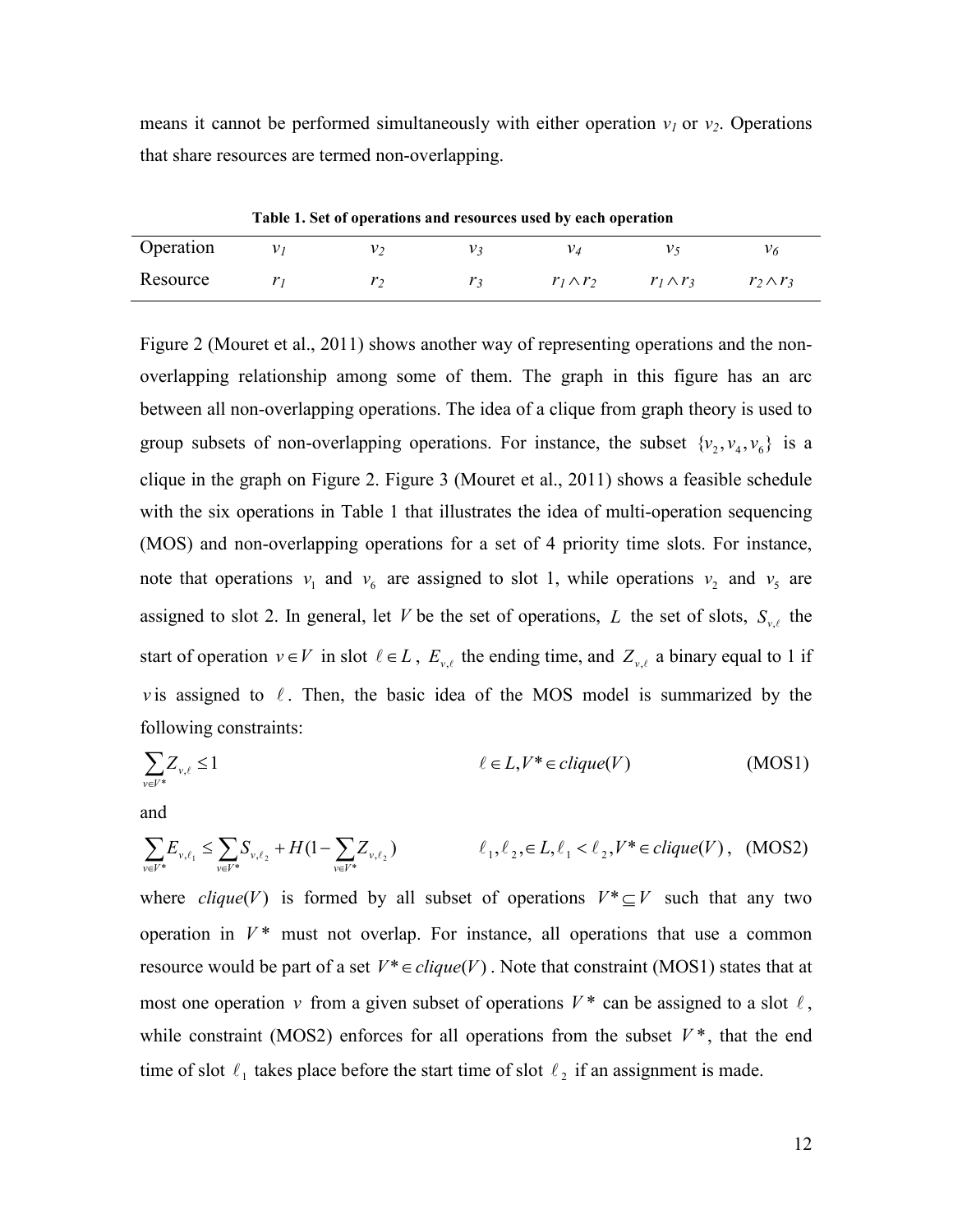means it cannot be performed simultaneously with either operation $v_1$ or $v_2$. Operations that share resources are termed non-overlapping.

**Table 1. Set of operations and resources used by each operation**

| Operation | $v_1$ | $v_2$ | $v_3$ | $v_4$ | $v_5$ | $v_6$ |
|---|---|---|---|---|---|---|
| Resource | $r_1$ | $r_2$ | $r_3$ | $r_1 \wedge r_2$ | $r_1 \wedge r_3$ | $r_2 \wedge r_3$ |

Figure 2 (Mouret et al., 2011) shows another way of representing operations and the non-overlapping relationship among some of them. The graph in this figure has an arc between all non-overlapping operations. The idea of a clique from graph theory is used to group subsets of non-overlapping operations. For instance, the subset $\{v_2, v_4, v_6\}$ is a clique in the graph on Figure 2. Figure 3 (Mouret et al., 2011) shows a feasible schedule with the six operations in Table 1 that illustrates the idea of multi-operation sequencing (MOS) and non-overlapping operations for a set of 4 priority time slots. For instance, note that operations $v_1$ and $v_6$ are assigned to slot 1, while operations $v_2$ and $v_5$ are assigned to slot 2. In general, let $V$ be the set of operations, $L$ the set of slots, $S_{v,\ell}$ the start of operation $v \in V$ in slot $\ell \in L$, $E_{v,\ell}$ the ending time, and $Z_{v,\ell}$ a binary equal to 1 if $v$ is assigned to $\ell$. Then, the basic idea of the MOS model is summarized by the following constraints:

$$\sum_{v \in V^*} Z_{v,\ell} \leq 1 \qquad \ell \in L, V^* \in clique(V) \qquad \text{(MOS1)}$$

and

$$\sum_{v \in V^*} E_{v,\ell_1} \leq \sum_{v \in V^*} S_{v,\ell_2} + H(1 - \sum_{v \in V^*} Z_{v,\ell_2}) \qquad \ell_1, \ell_2, \in L, \ell_1 < \ell_2, V^* \in clique(V), \quad \text{(MOS2)}$$

where $clique(V)$ is formed by all subset of operations $V^* \subseteq V$ such that any two operation in $V^*$ must not overlap. For instance, all operations that use a common resource would be part of a set $V^* \in clique(V)$. Note that constraint (MOS1) states that at most one operation $v$ from a given subset of operations $V^*$ can be assigned to a slot $\ell$, while constraint (MOS2) enforces for all operations from the subset $V^*$, that the end time of slot $\ell_1$ takes place before the start time of slot $\ell_2$ if an assignment is made.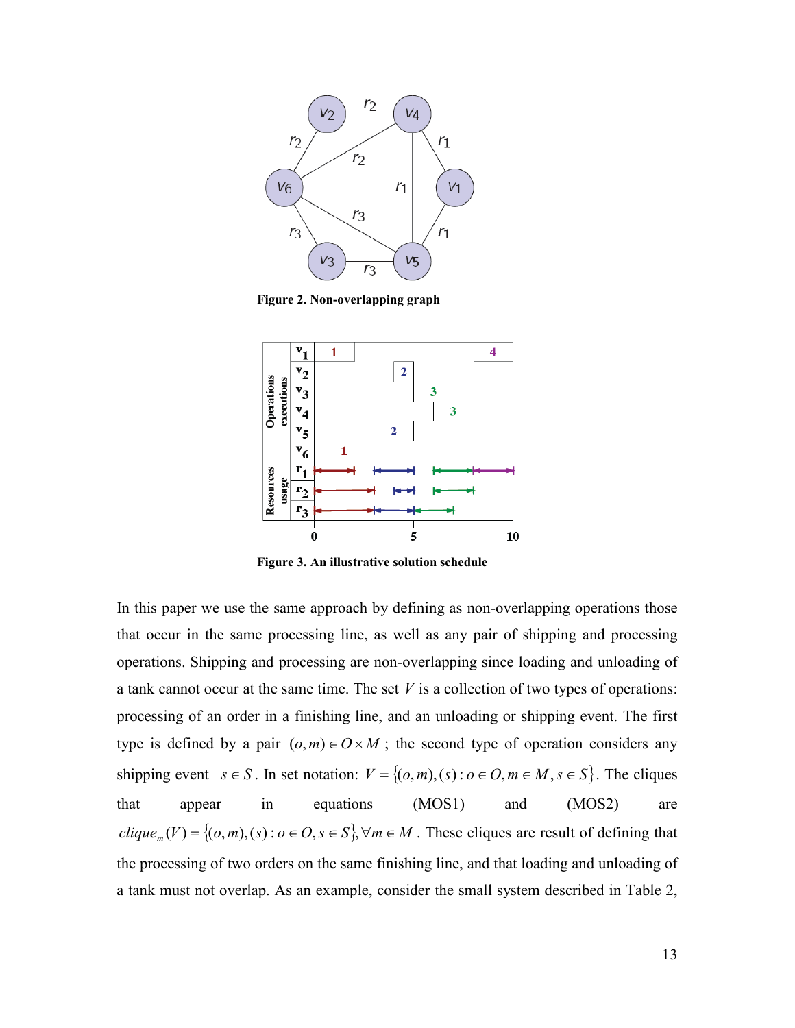Figure 2. Non-overlapping graph

Figure 3. An illustrative solution schedule

In this paper we use the same approach by defining as non-overlapping operations those that occur in the same processing line, as well as any pair of shipping and processing operations. Shipping and processing are non-overlapping since loading and unloading of a tank cannot occur at the same time. The set $V$ is a collection of two types of operations: processing of an order in a finishing line, and an unloading or shipping event. The first type is defined by a pair $(o,m) \in O \times M$ ; the second type of operation considers any shipping event $s \in S$. In set notation: $V = \{(o,m),(s) : o \in O, m \in M, s \in S\}$. The cliques that appear in equations (MOS1) and (MOS2) are $clique_m(V) = \{(o,m),(s) : o \in O, s \in S\}, \forall m \in M$ . These cliques are result of defining that the processing of two orders on the same finishing line, and that loading and unloading of a tank must not overlap. As an example, consider the small system described in Table 2,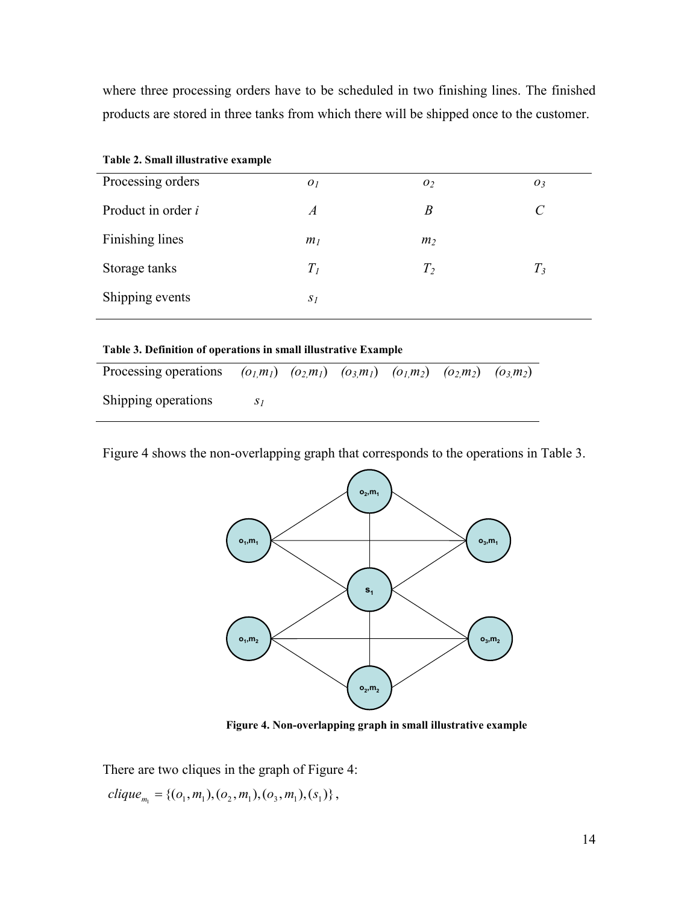where three processing orders have to be scheduled in two finishing lines. The finished products are stored in three tanks from which there will be shipped once to the customer.

**Table 2. Small illustrative example**

| Processing orders | $o_1$ | $o_2$ | $o_3$ |
|---|---|---|---|
| Product in order *i* | *A* | *B* | *C* |
| Finishing lines | $m_1$ | $m_2$ | |
| Storage tanks | $T_1$ | $T_2$ | $T_3$ |
| Shipping events | $s_1$ | | |

**Table 3. Definition of operations in small illustrative Example**

| Processing operations | $(o_1,m_1)$ | $(o_2,m_1)$ | $(o_3,m_1)$ | $(o_1,m_2)$ | $(o_2,m_2)$ | $(o_3,m_2)$ |
|---|---|---|---|---|---|---|
| Shipping operations | $s_1$ | | | | | |

Figure 4 shows the non-overlapping graph that corresponds to the operations in Table 3.

**Figure 4. Non-overlapping graph in small illustrative example**

There are two cliques in the graph of Figure 4:

$$clique_{m_1} = \{(o_1,m_1),(o_2,m_1),(o_3,m_1),(s_1)\},$$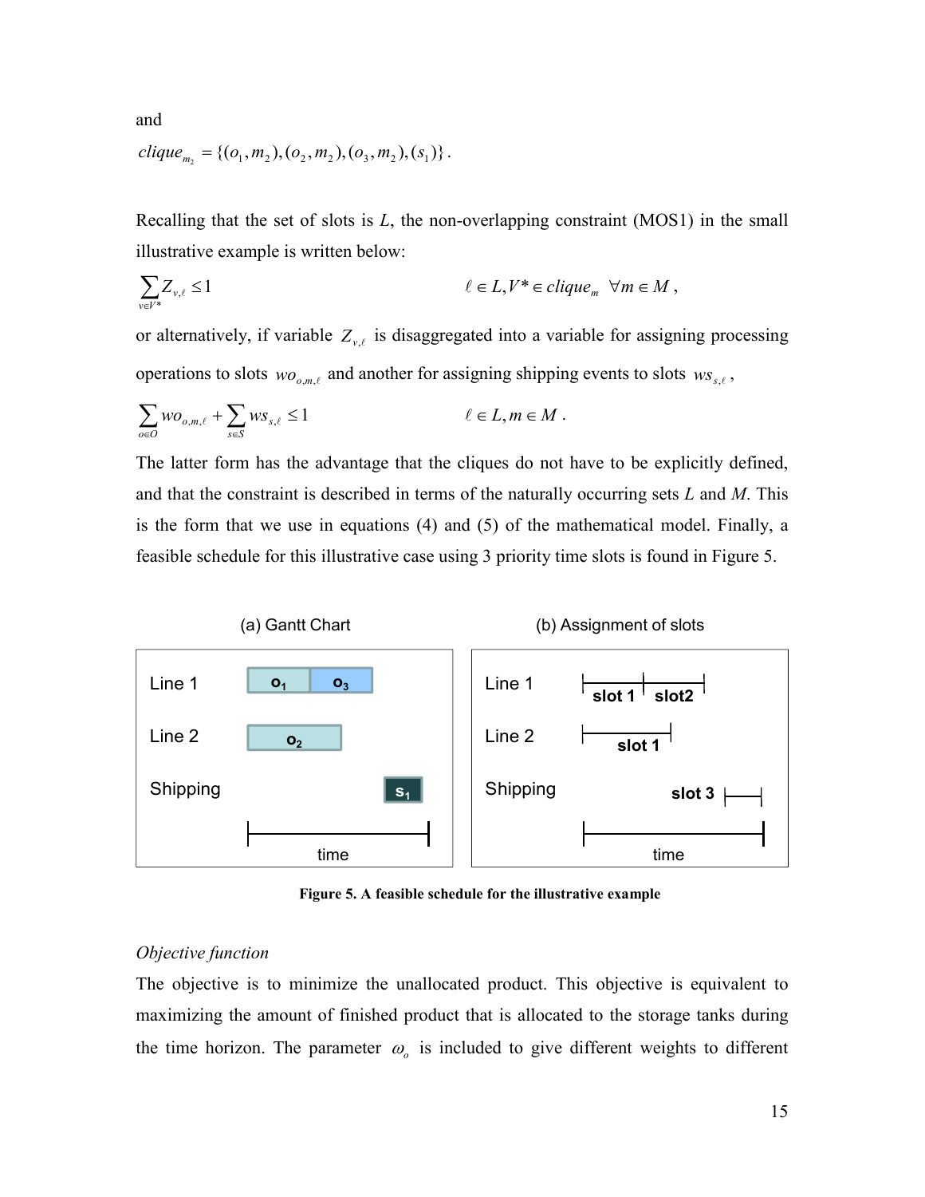and

$$clique_{m_2} = \{(o_1, m_2), (o_2, m_2), (o_3, m_2), (s_1)\}.$$

Recalling that the set of slots is *L*, the non-overlapping constraint (MOS1) in the small illustrative example is written below:

$$\sum_{v \in V^*} Z_{v,\ell} \leq 1 \qquad \ell \in L, V^* \in clique_m \quad \forall m \in M,$$

or alternatively, if variable $Z_{v,\ell}$ is disaggregated into a variable for assigning processing operations to slots $wo_{o,m,\ell}$ and another for assigning shipping events to slots $ws_{s,\ell}$,

$$\sum_{o \in O} wo_{o,m,\ell} + \sum_{s \in S} ws_{s,\ell} \leq 1 \qquad \ell \in L, m \in M.$$

The latter form has the advantage that the cliques do not have to be explicitly defined, and that the constraint is described in terms of the naturally occurring sets *L* and *M*. This is the form that we use in equations (4) and (5) of the mathematical model. Finally, a feasible schedule for this illustrative case using 3 priority time slots is found in Figure 5.

**Figure 5. A feasible schedule for the illustrative example**

*Objective function*

The objective is to minimize the unallocated product. This objective is equivalent to maximizing the amount of finished product that is allocated to the storage tanks during the time horizon. The parameter $\omega_o$ is included to give different weights to different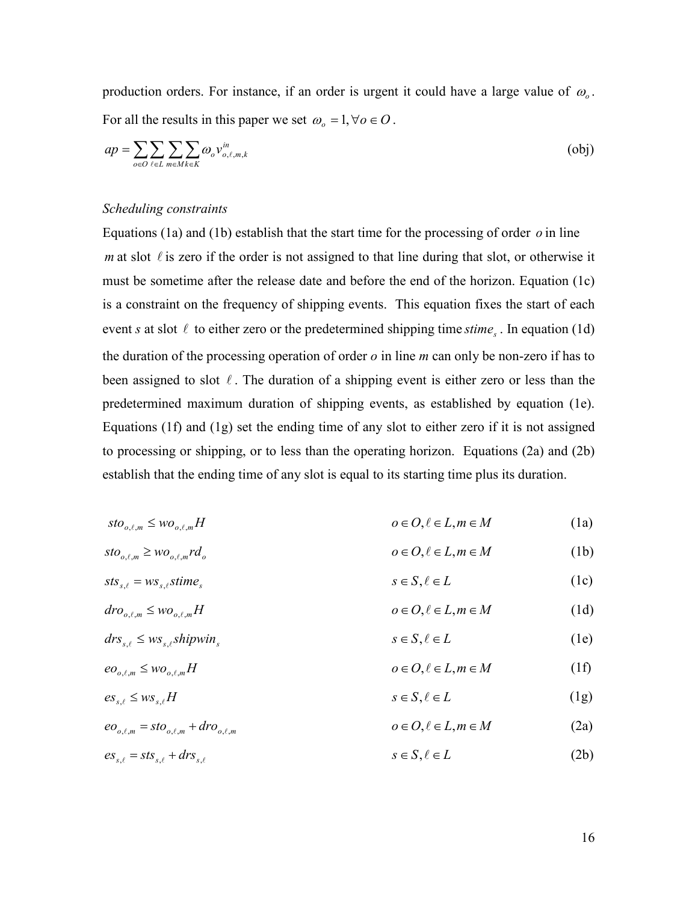production orders. For instance, if an order is urgent it could have a large value of $\omega_o$. For all the results in this paper we set $\omega_o = 1, \forall o \in O$.

$$ap = \sum_{o \in O} \sum_{\ell \in L} \sum_{m \in M} \sum_{k \in K} \omega_o v^{in}_{o,\ell,m,k} \qquad \text{(obj)}$$

*Scheduling constraints*

Equations (1a) and (1b) establish that the start time for the processing of order $o$ in line $m$ at slot $\ell$ is zero if the order is not assigned to that line during that slot, or otherwise it must be sometime after the release date and before the end of the horizon. Equation (1c) is a constraint on the frequency of shipping events. This equation fixes the start of each event $s$ at slot $\ell$ to either zero or the predetermined shipping time $stime_s$. In equation (1d) the duration of the processing operation of order $o$ in line $m$ can only be non-zero if has to been assigned to slot $\ell$. The duration of a shipping event is either zero or less than the predetermined maximum duration of shipping events, as established by equation (1e). Equations (1f) and (1g) set the ending time of any slot to either zero if it is not assigned to processing or shipping, or to less than the operating horizon. Equations (2a) and (2b) establish that the ending time of any slot is equal to its starting time plus its duration.

$$sto_{o,\ell,m} \le wo_{o,\ell,m} H \qquad o \in O, \ell \in L, m \in M \qquad \text{(1a)}$$

$$sto_{o,\ell,m} \ge wo_{o,\ell,m} rd_o \qquad o \in O, \ell \in L, m \in M \qquad \text{(1b)}$$

$$sts_{s,\ell} = ws_{s,\ell} stime_s \qquad s \in S, \ell \in L \qquad \text{(1c)}$$

$$dro_{o,\ell,m} \le wo_{o,\ell,m} H \qquad o \in O, \ell \in L, m \in M \qquad \text{(1d)}$$

$$drs_{s,\ell} \le ws_{s,\ell} shipwin_s \qquad s \in S, \ell \in L \qquad \text{(1e)}$$

$$eo_{o,\ell,m} \le wo_{o,\ell,m} H \qquad o \in O, \ell \in L, m \in M \qquad \text{(1f)}$$

$$es_{s,\ell} \le ws_{s,\ell} H \qquad s \in S, \ell \in L \qquad \text{(1g)}$$

$$eo_{o,\ell,m} = sto_{o,\ell,m} + dro_{o,\ell,m} \qquad o \in O, \ell \in L, m \in M \qquad \text{(2a)}$$

$$es_{s,\ell} = sts_{s,\ell} + drs_{s,\ell} \qquad s \in S, \ell \in L \qquad \text{(2b)}$$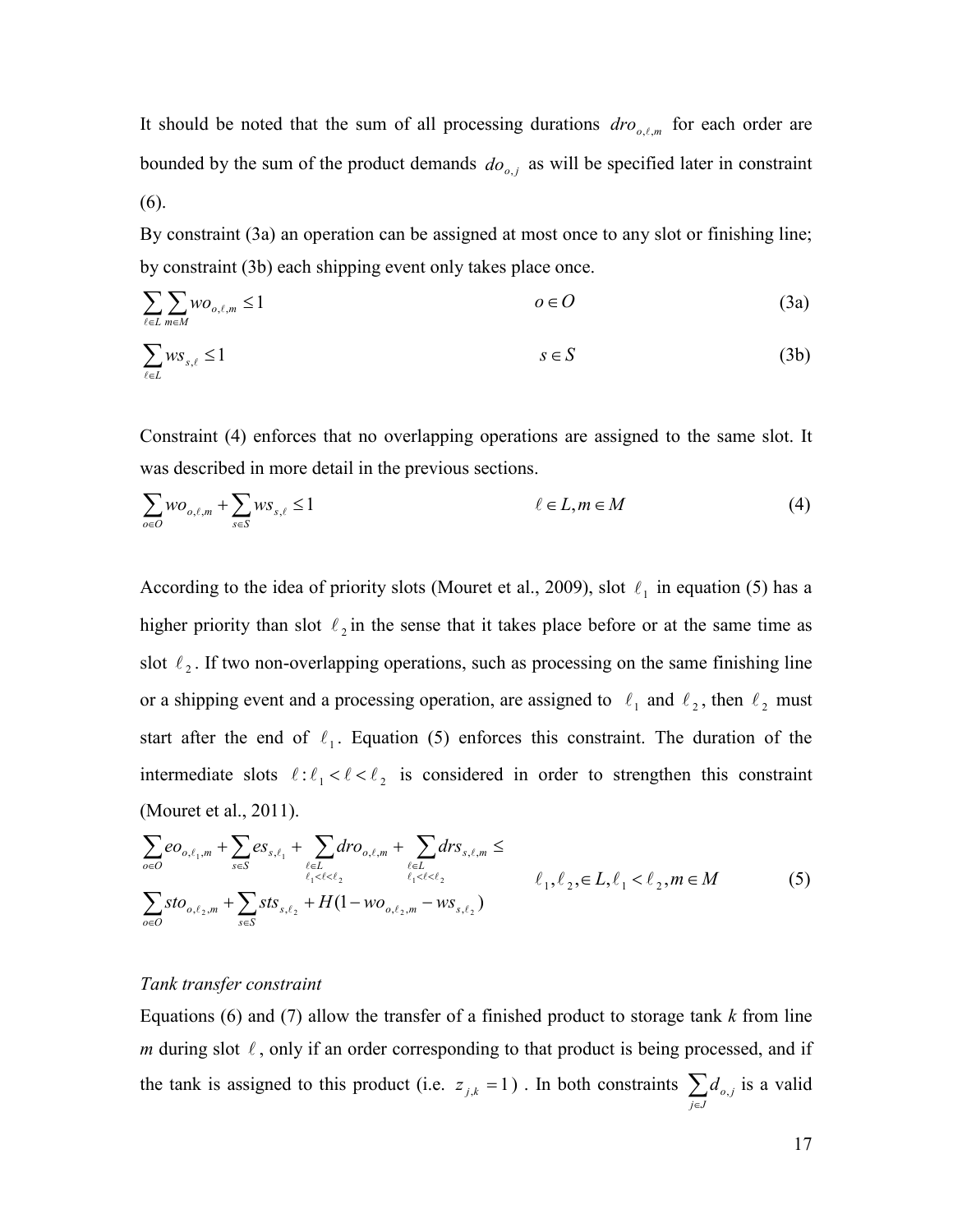It should be noted that the sum of all processing durations $dro_{o,\ell,m}$ for each order are bounded by the sum of the product demands $do_{o,j}$ as will be specified later in constraint (6).

By constraint (3a) an operation can be assigned at most once to any slot or finishing line; by constraint (3b) each shipping event only takes place once.

$$\sum_{\ell \in L} \sum_{m \in M} wo_{o,\ell,m} \leq 1 \qquad o \in O \tag{3a}$$

$$\sum_{\ell \in L} ws_{s,\ell} \leq 1 \qquad s \in S \tag{3b}$$

Constraint (4) enforces that no overlapping operations are assigned to the same slot. It was described in more detail in the previous sections.

$$\sum_{o \in O} wo_{o,\ell,m} + \sum_{s \in S} ws_{s,\ell} \leq 1 \qquad \ell \in L, m \in M \tag{4}$$

According to the idea of priority slots (Mouret et al., 2009), slot $\ell_1$ in equation (5) has a higher priority than slot $\ell_2$ in the sense that it takes place before or at the same time as slot $\ell_2$. If two non-overlapping operations, such as processing on the same finishing line or a shipping event and a processing operation, are assigned to $\ell_1$ and $\ell_2$, then $\ell_2$ must start after the end of $\ell_1$. Equation (5) enforces this constraint. The duration of the intermediate slots $\ell : \ell_1 < \ell < \ell_2$ is considered in order to strengthen this constraint (Mouret et al., 2011).

$$\begin{aligned} &\sum_{o \in O} eo_{o,\ell_1,m} + \sum_{s \in S} es_{s,\ell_1} + \sum_{\substack{\ell \in L \\ \ell_1 < \ell < \ell_2}} dro_{o,\ell,m} + \sum_{\substack{\ell \in L \\ \ell_1 < \ell < \ell_2}} drs_{s,\ell,m} \leq \\ &\sum_{o \in O} sto_{o,\ell_2,m} + \sum_{s \in S} sts_{s,\ell_2} + H(1 - wo_{o,\ell_2,m} - ws_{s,\ell_2}) \end{aligned} \qquad \ell_1, \ell_2, \in L, \ell_1 < \ell_2, m \in M \tag{5}$$

*Tank transfer constraint*

Equations (6) and (7) allow the transfer of a finished product to storage tank *k* from line *m* during slot $\ell$, only if an order corresponding to that product is being processed, and if the tank is assigned to this product (i.e. $z_{j,k} = 1$). In both constraints $\sum_{j \in J} d_{o,j}$ is a valid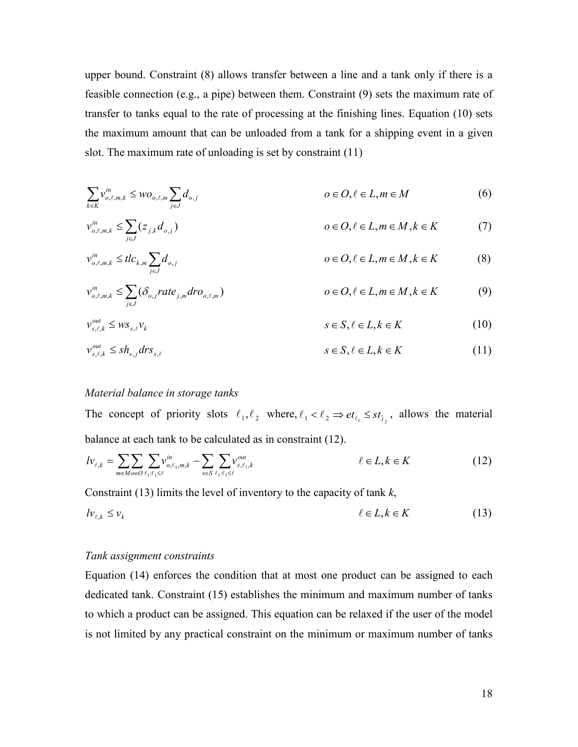upper bound. Constraint (8) allows transfer between a line and a tank only if there is a feasible connection (e.g., a pipe) between them. Constraint (9) sets the maximum rate of transfer to tanks equal to the rate of processing at the finishing lines. Equation (10) sets the maximum amount that can be unloaded from a tank for a shipping event in a given slot. The maximum rate of unloading is set by constraint (11)

$$\sum_{k \in K} v^{in}_{o,\ell,m,k} \le wo_{o,\ell,m} \sum_{j \in J} d_{o,j} \qquad o \in O, \ell \in L, m \in M \qquad (6)$$

$$v^{in}_{o,\ell,m,k} \le \sum_{j \in J} (z_{j,k} d_{o,j}) \qquad o \in O, \ell \in L, m \in M, k \in K \qquad (7)$$

$$v^{in}_{o,\ell,m,k} \le tlc_{k,m} \sum_{j \in J} d_{o,j} \qquad o \in O, \ell \in L, m \in M, k \in K \qquad (8)$$

$$v^{in}_{o,\ell,m,k} \le \sum_{j \in J} (\delta_{o,j} rate_{j,m} dro_{o,\ell,m}) \qquad o \in O, \ell \in L, m \in M, k \in K \qquad (9)$$

$$v^{out}_{s,\ell,k} \le ws_{s,\ell} v_k \qquad s \in S, \ell \in L, k \in K \qquad (10)$$

$$v^{out}_{s,\ell,k} \le sh_{s,j} drs_{s,\ell} \qquad s \in S, \ell \in L, k \in K \qquad (11)$$

*Material balance in storage tanks*

The concept of priority slots $\ell_1, \ell_2$ where, $\ell_1 < \ell_2 \Rightarrow et_{\ell_1} \le st_{\ell_2}$, allows the material balance at each tank to be calculated as in constraint (12).

$$lv_{\ell,k} = \sum_{m \in M} \sum_{o \in O} \sum_{\ell_1 : \ell_1 \le \ell} v^{in}_{o,\ell_1,m,k} - \sum_{s \in S} \sum_{\ell_1 : \ell_1 \le \ell} v^{out}_{s,\ell_1,k} \qquad \ell \in L, k \in K \qquad (12)$$

Constraint (13) limits the level of inventory to the capacity of tank *k*,

$$lv_{\ell,k} \le v_k \qquad \ell \in L, k \in K \qquad (13)$$

*Tank assignment constraints*

Equation (14) enforces the condition that at most one product can be assigned to each dedicated tank. Constraint (15) establishes the minimum and maximum number of tanks to which a product can be assigned. This equation can be relaxed if the user of the model is not limited by any practical constraint on the minimum or maximum number of tanks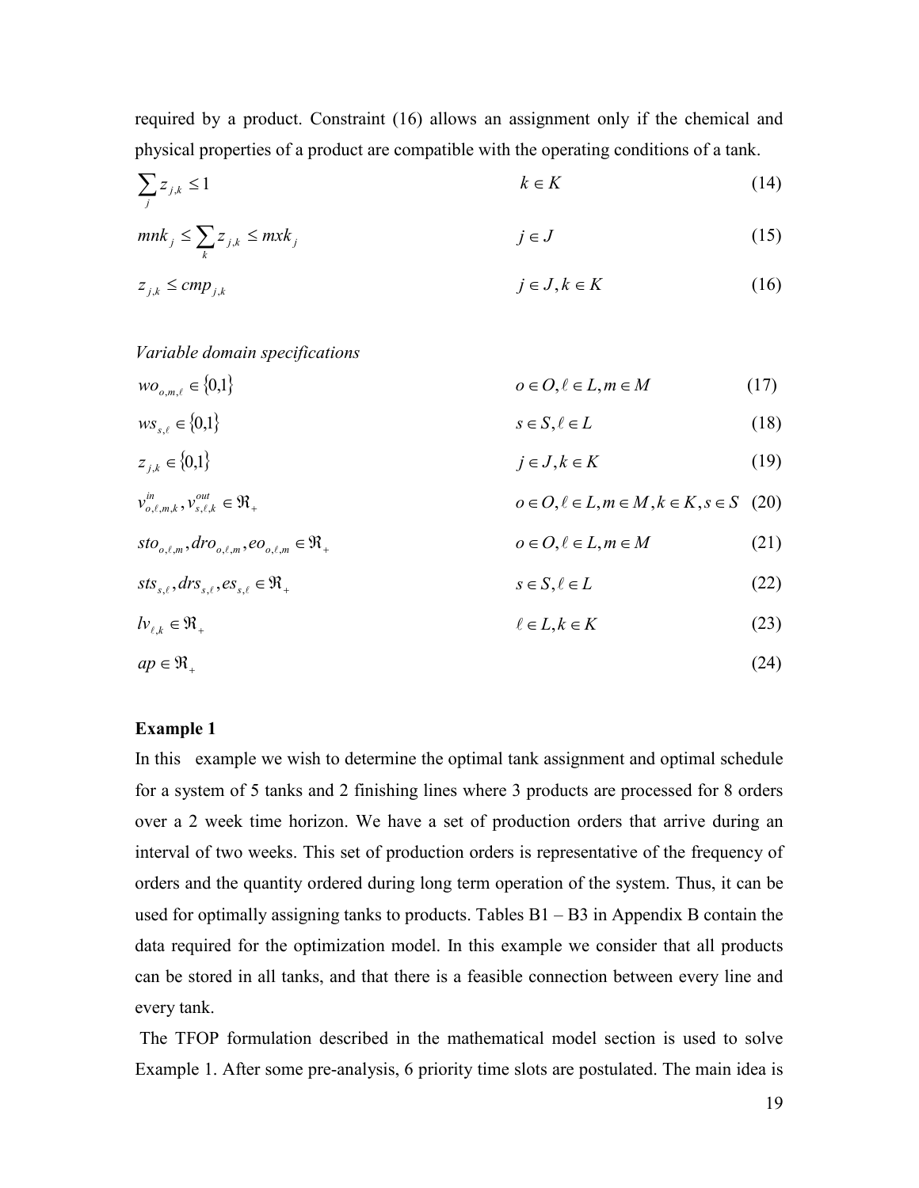required by a product. Constraint (16) allows an assignment only if the chemical and physical properties of a product are compatible with the operating conditions of a tank.

$$\sum_{j} z_{j,k} \leq 1 \qquad k \in K \qquad (14)$$

$$mnk_j \leq \sum_{k} z_{j,k} \leq mxk_j \qquad j \in J \qquad (15)$$

$$z_{j,k} \leq cmp_{j,k} \qquad j \in J, k \in K \qquad (16)$$

*Variable domain specifications*

$$wo_{o,m,\ell} \in \{0,1\} \qquad o \in O, \ell \in L, m \in M \qquad (17)$$

$$ws_{s,\ell} \in \{0,1\} \qquad s \in S, \ell \in L \qquad (18)$$

$$z_{j,k} \in \{0,1\} \qquad j \in J, k \in K \qquad (19)$$

$$v^{in}_{o,\ell,m,k}, v^{out}_{s,\ell,k} \in \Re_+ \qquad o \in O, \ell \in L, m \in M, k \in K, s \in S \qquad (20)$$

$$sto_{o,\ell,m}, dro_{o,\ell,m}, eo_{o,\ell,m} \in \Re_+ \qquad o \in O, \ell \in L, m \in M \qquad (21)$$

$$sts_{s,\ell}, drs_{s,\ell}, es_{s,\ell} \in \Re_+ \qquad s \in S, \ell \in L \qquad (22)$$

$$lv_{\ell,k} \in \Re_+ \qquad \ell \in L, k \in K \qquad (23)$$

$$ap \in \Re_+ \qquad (24)$$

**Example 1**

In this example we wish to determine the optimal tank assignment and optimal schedule for a system of 5 tanks and 2 finishing lines where 3 products are processed for 8 orders over a 2 week time horizon. We have a set of production orders that arrive during an interval of two weeks. This set of production orders is representative of the frequency of orders and the quantity ordered during long term operation of the system. Thus, it can be used for optimally assigning tanks to products. Tables B1 – B3 in Appendix B contain the data required for the optimization model. In this example we consider that all products can be stored in all tanks, and that there is a feasible connection between every line and every tank.

The TFOP formulation described in the mathematical model section is used to solve Example 1. After some pre-analysis, 6 priority time slots are postulated. The main idea is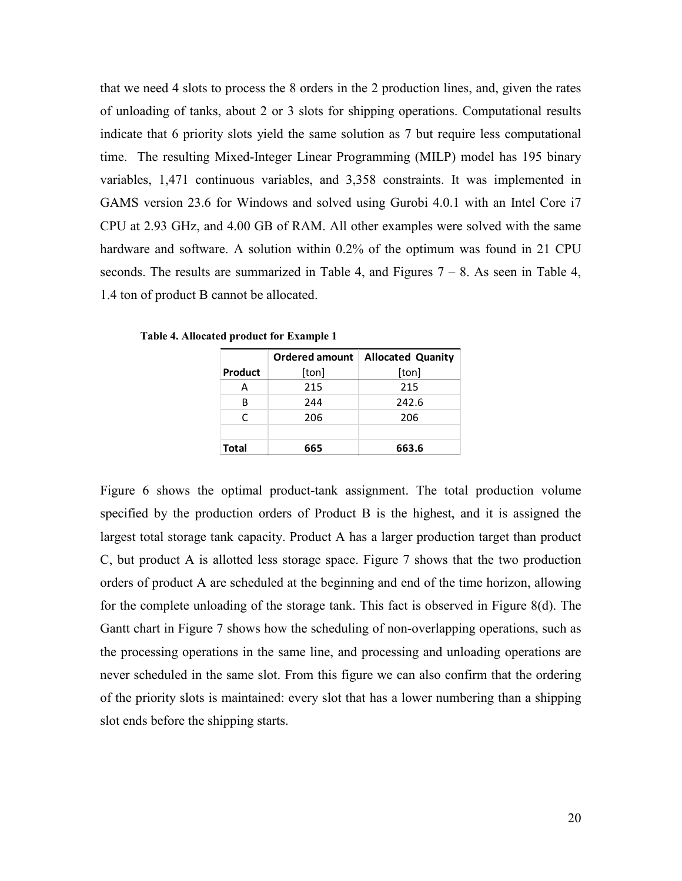that we need 4 slots to process the 8 orders in the 2 production lines, and, given the rates of unloading of tanks, about 2 or 3 slots for shipping operations. Computational results indicate that 6 priority slots yield the same solution as 7 but require less computational time. The resulting Mixed-Integer Linear Programming (MILP) model has 195 binary variables, 1,471 continuous variables, and 3,358 constraints. It was implemented in GAMS version 23.6 for Windows and solved using Gurobi 4.0.1 with an Intel Core i7 CPU at 2.93 GHz, and 4.00 GB of RAM. All other examples were solved with the same hardware and software. A solution within 0.2% of the optimum was found in 21 CPU seconds. The results are summarized in Table 4, and Figures 7 – 8. As seen in Table 4, 1.4 ton of product B cannot be allocated.

**Table 4. Allocated product for Example 1**

| Product | Ordered amount [ton] | Allocated Quanity [ton] |
|---|---|---|
| A | 215 | 215 |
| B | 244 | 242.6 |
| C | 206 | 206 |
| | | |
| **Total** | **665** | **663.6** |

Figure 6 shows the optimal product-tank assignment. The total production volume specified by the production orders of Product B is the highest, and it is assigned the largest total storage tank capacity. Product A has a larger production target than product C, but product A is allotted less storage space. Figure 7 shows that the two production orders of product A are scheduled at the beginning and end of the time horizon, allowing for the complete unloading of the storage tank. This fact is observed in Figure 8(d). The Gantt chart in Figure 7 shows how the scheduling of non-overlapping operations, such as the processing operations in the same line, and processing and unloading operations are never scheduled in the same slot. From this figure we can also confirm that the ordering of the priority slots is maintained: every slot that has a lower numbering than a shipping slot ends before the shipping starts.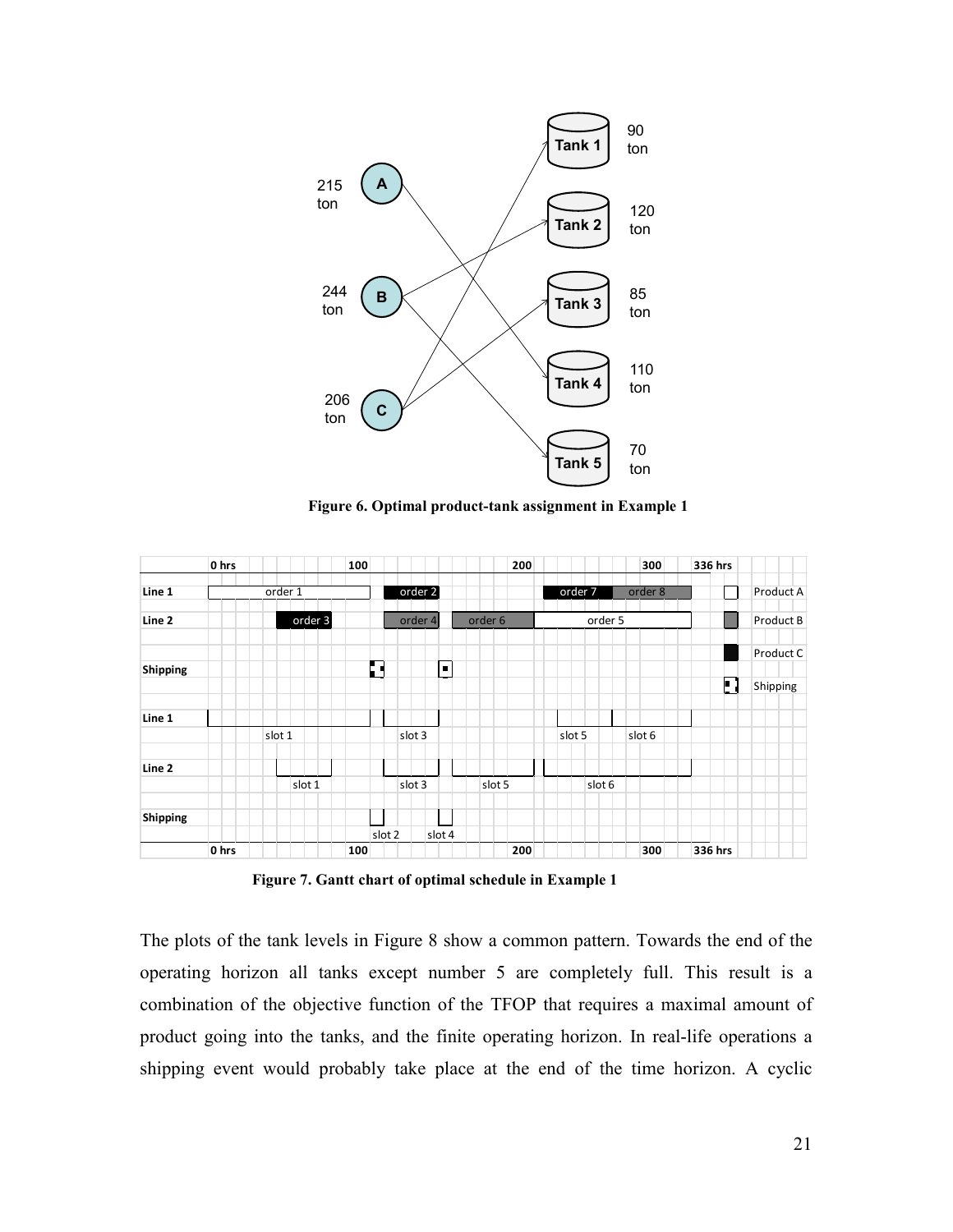Figure 6. Optimal product-tank assignment in Example 1

Figure 7. Gantt chart of optimal schedule in Example 1

The plots of the tank levels in Figure 8 show a common pattern. Towards the end of the operating horizon all tanks except number 5 are completely full. This result is a combination of the objective function of the TFOP that requires a maximal amount of product going into the tanks, and the finite operating horizon. In real-life operations a shipping event would probably take place at the end of the time horizon. A cyclic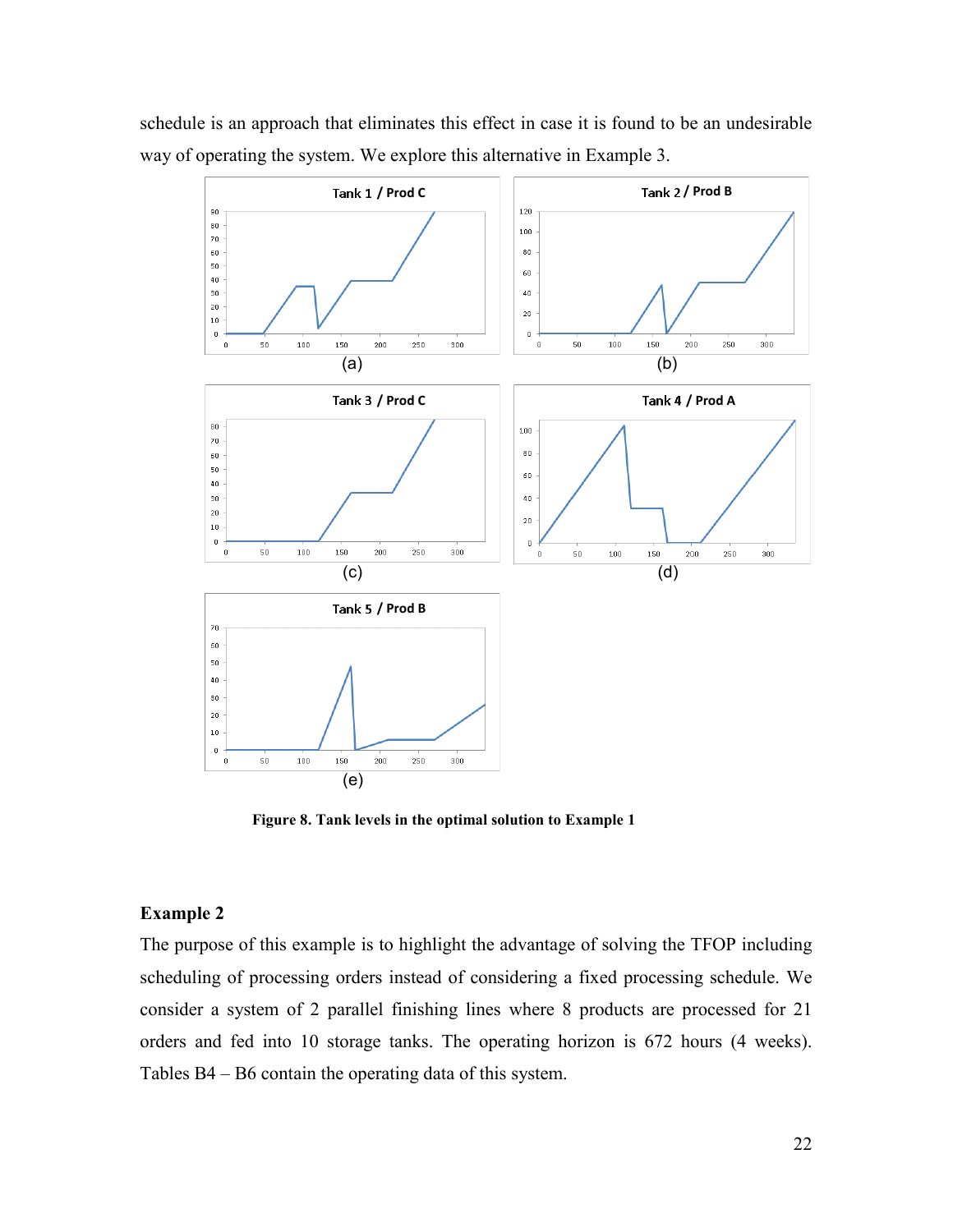schedule is an approach that eliminates this effect in case it is found to be an undesirable way of operating the system. We explore this alternative in Example 3.

**Figure 8. Tank levels in the optimal solution to Example 1**

### Example 2

The purpose of this example is to highlight the advantage of solving the TFOP including scheduling of processing orders instead of considering a fixed processing schedule. We consider a system of 2 parallel finishing lines where 8 products are processed for 21 orders and fed into 10 storage tanks. The operating horizon is 672 hours (4 weeks). Tables B4 – B6 contain the operating data of this system.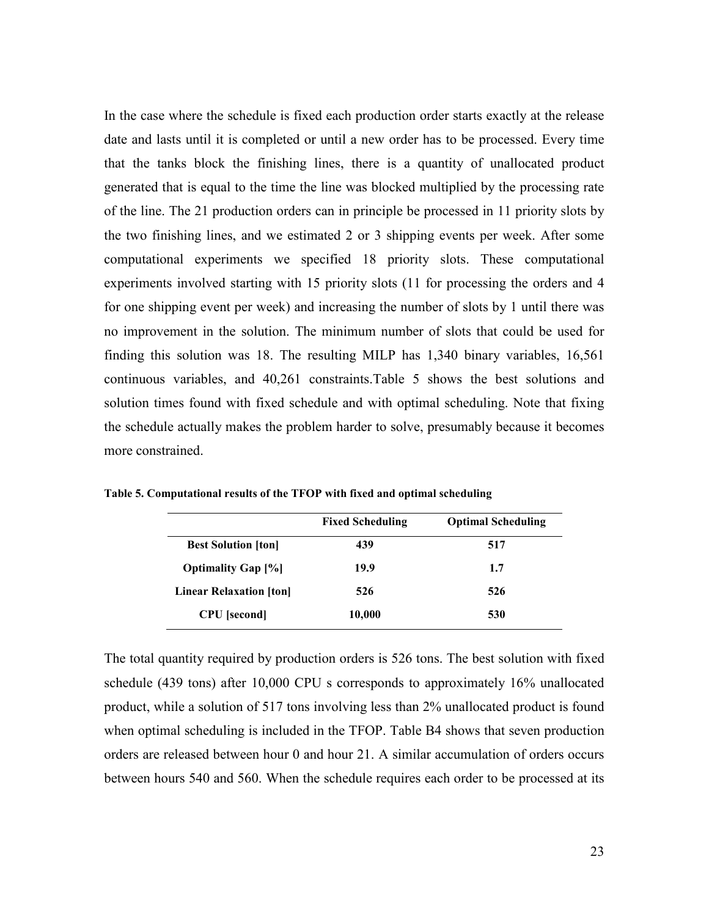In the case where the schedule is fixed each production order starts exactly at the release date and lasts until it is completed or until a new order has to be processed. Every time that the tanks block the finishing lines, there is a quantity of unallocated product generated that is equal to the time the line was blocked multiplied by the processing rate of the line. The 21 production orders can in principle be processed in 11 priority slots by the two finishing lines, and we estimated 2 or 3 shipping events per week. After some computational experiments we specified 18 priority slots. These computational experiments involved starting with 15 priority slots (11 for processing the orders and 4 for one shipping event per week) and increasing the number of slots by 1 until there was no improvement in the solution. The minimum number of slots that could be used for finding this solution was 18. The resulting MILP has 1,340 binary variables, 16,561 continuous variables, and 40,261 constraints.Table 5 shows the best solutions and solution times found with fixed schedule and with optimal scheduling. Note that fixing the schedule actually makes the problem harder to solve, presumably because it becomes more constrained.

**Table 5. Computational results of the TFOP with fixed and optimal scheduling**

| | Fixed Scheduling | Optimal Scheduling |
|---|---|---|
| **Best Solution [ton]** | 439 | 517 |
| **Optimality Gap [%]** | 19.9 | 1.7 |
| **Linear Relaxation [ton]** | 526 | 526 |
| **CPU [second]** | 10,000 | 530 |

The total quantity required by production orders is 526 tons. The best solution with fixed schedule (439 tons) after 10,000 CPU s corresponds to approximately 16% unallocated product, while a solution of 517 tons involving less than 2% unallocated product is found when optimal scheduling is included in the TFOP. Table B4 shows that seven production orders are released between hour 0 and hour 21. A similar accumulation of orders occurs between hours 540 and 560. When the schedule requires each order to be processed at its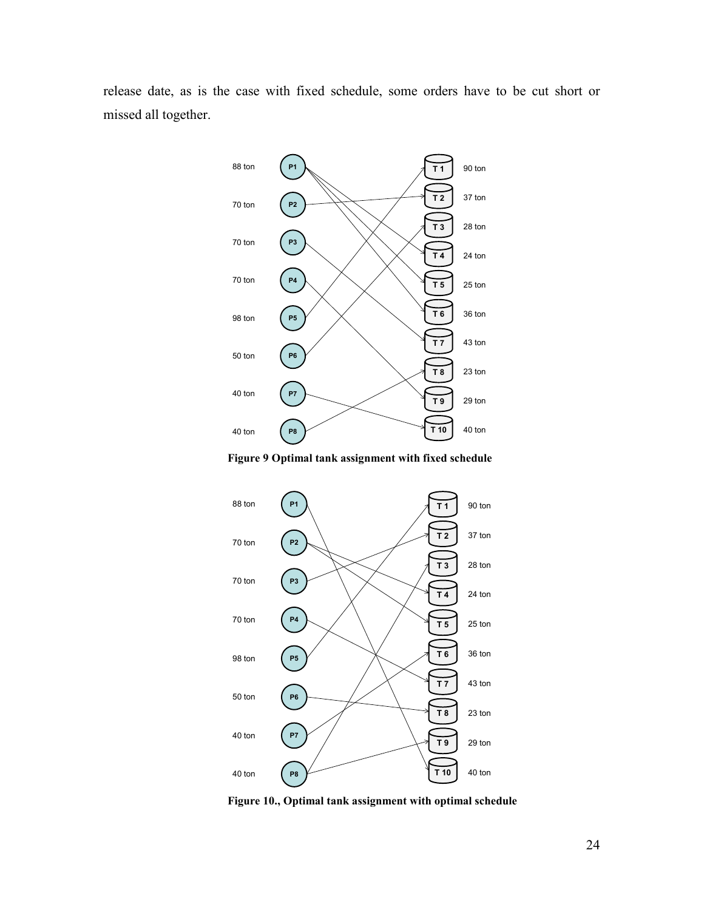release date, as is the case with fixed schedule, some orders have to be cut short or missed all together.

**Figure 9 Optimal tank assignment with fixed schedule**

**Figure 10., Optimal tank assignment with optimal schedule**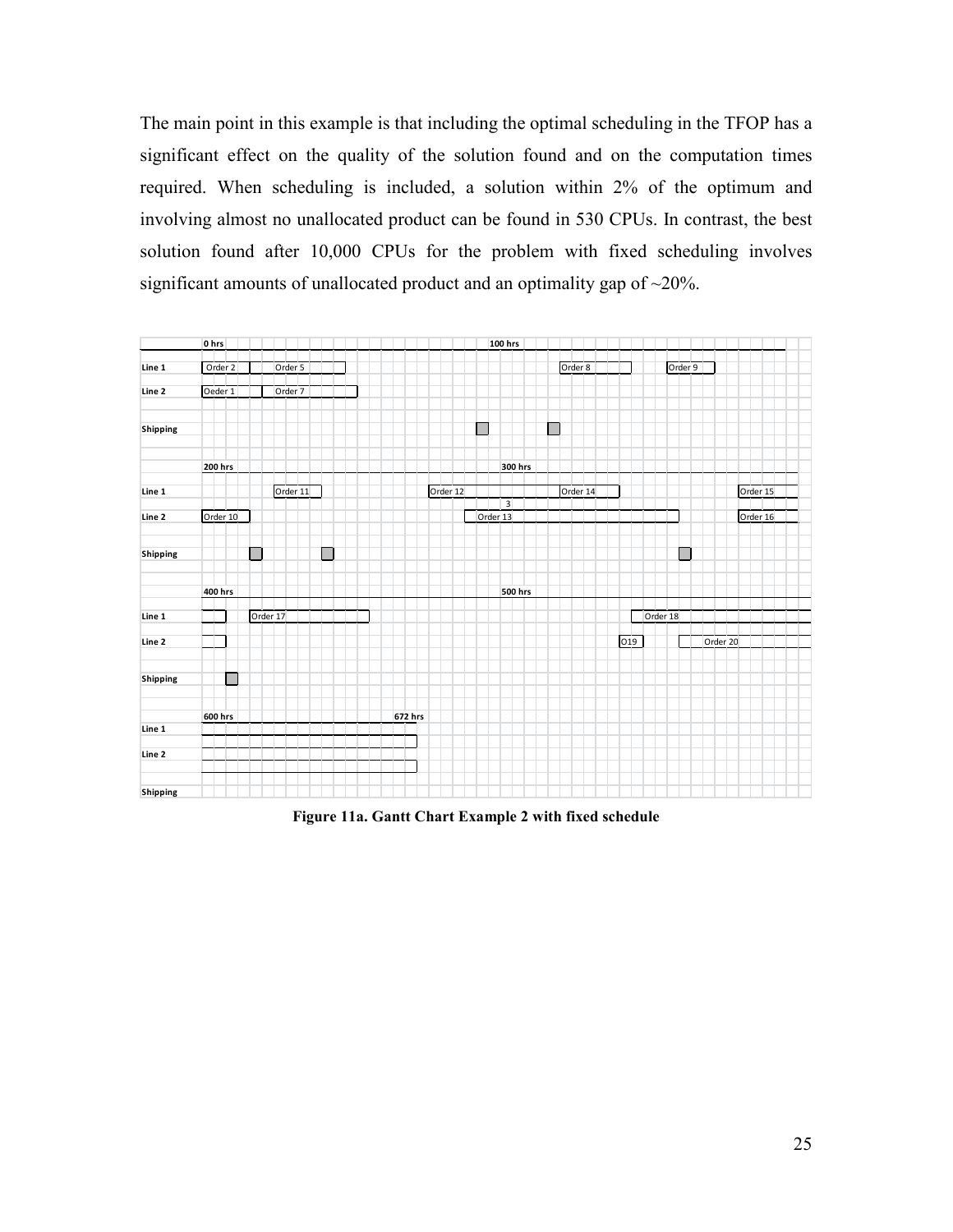The main point in this example is that including the optimal scheduling in the TFOP has a significant effect on the quality of the solution found and on the computation times required. When scheduling is included, a solution within 2% of the optimum and involving almost no unallocated product can be found in 530 CPUs. In contrast, the best solution found after 10,000 CPUs for the problem with fixed scheduling involves significant amounts of unallocated product and an optimality gap of ~20%.

**Figure 11a. Gantt Chart Example 2 with fixed schedule**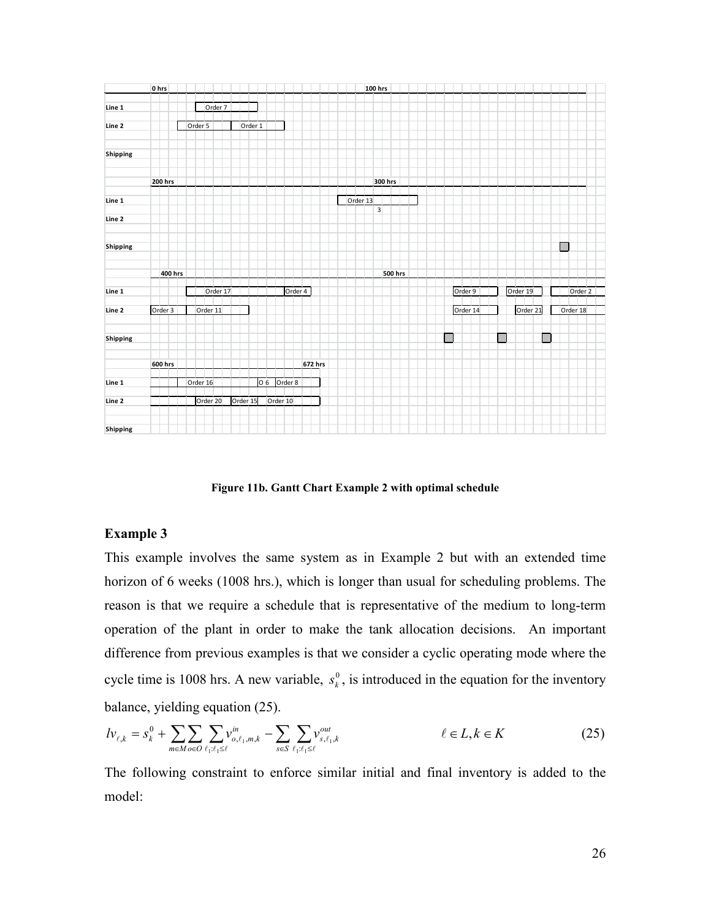**Figure 11b. Gantt Chart Example 2 with optimal schedule**

### Example 3

This example involves the same system as in Example 2 but with an extended time horizon of 6 weeks (1008 hrs.), which is longer than usual for scheduling problems. The reason is that we require a schedule that is representative of the medium to long-term operation of the plant in order to make the tank allocation decisions. An important difference from previous examples is that we consider a cyclic operating mode where the cycle time is 1008 hrs. A new variable, $s_k^0$, is introduced in the equation for the inventory balance, yielding equation (25).

$$lv_{\ell,k} = s_k^0 + \sum_{m \in M} \sum_{o \in O} \sum_{\ell_1 : \ell_1 \leq \ell} v_{o,\ell_1,m,k}^{in} - \sum_{s \in S} \sum_{\ell_1 : \ell_1 \leq \ell} v_{s,\ell_1,k}^{out} \qquad \ell \in L, k \in K \qquad (25)$$

The following constraint to enforce similar initial and final inventory is added to the model: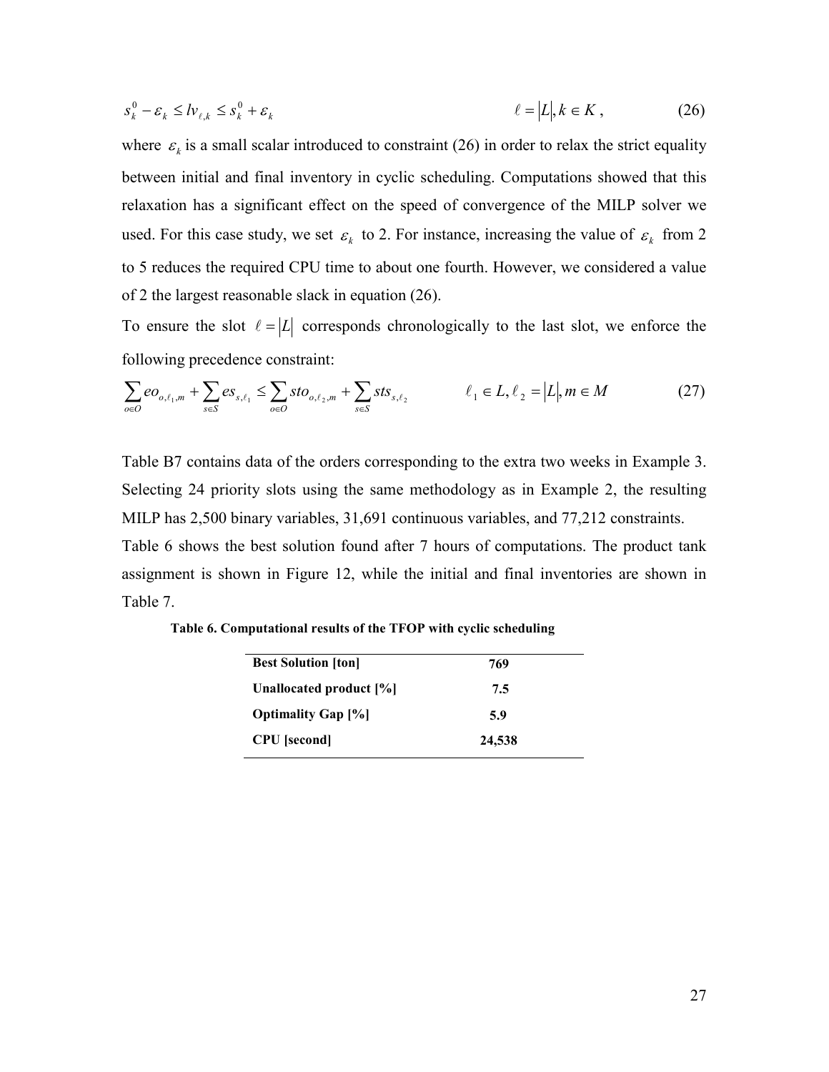$$s_k^0 - \varepsilon_k \leq lv_{\ell,k} \leq s_k^0 + \varepsilon_k \qquad \ell = |L|, k \in K \,, \tag{26}$$

where $\varepsilon_k$ is a small scalar introduced to constraint (26) in order to relax the strict equality between initial and final inventory in cyclic scheduling. Computations showed that this relaxation has a significant effect on the speed of convergence of the MILP solver we used. For this case study, we set $\varepsilon_k$ to 2. For instance, increasing the value of $\varepsilon_k$ from 2 to 5 reduces the required CPU time to about one fourth. However, we considered a value of 2 the largest reasonable slack in equation (26).

To ensure the slot $\ell = |L|$ corresponds chronologically to the last slot, we enforce the following precedence constraint:

$$\sum_{o \in O} eo_{o,\ell_1,m} + \sum_{s \in S} es_{s,\ell_1} \leq \sum_{o \in O} sto_{o,\ell_2,m} + \sum_{s \in S} sts_{s,\ell_2} \qquad \ell_1 \in L, \ell_2 = |L|, m \in M \tag{27}$$

Table B7 contains data of the orders corresponding to the extra two weeks in Example 3. Selecting 24 priority slots using the same methodology as in Example 2, the resulting MILP has 2,500 binary variables, 31,691 continuous variables, and 77,212 constraints. Table 6 shows the best solution found after 7 hours of computations. The product tank assignment is shown in Figure 12, while the initial and final inventories are shown in Table 7.

**Table 6. Computational results of the TFOP with cyclic scheduling**

| | |
|---|---|
| **Best Solution [ton]** | **769** |
| **Unallocated product [%]** | **7.5** |
| **Optimality Gap [%]** | **5.9** |
| **CPU [second]** | **24,538** |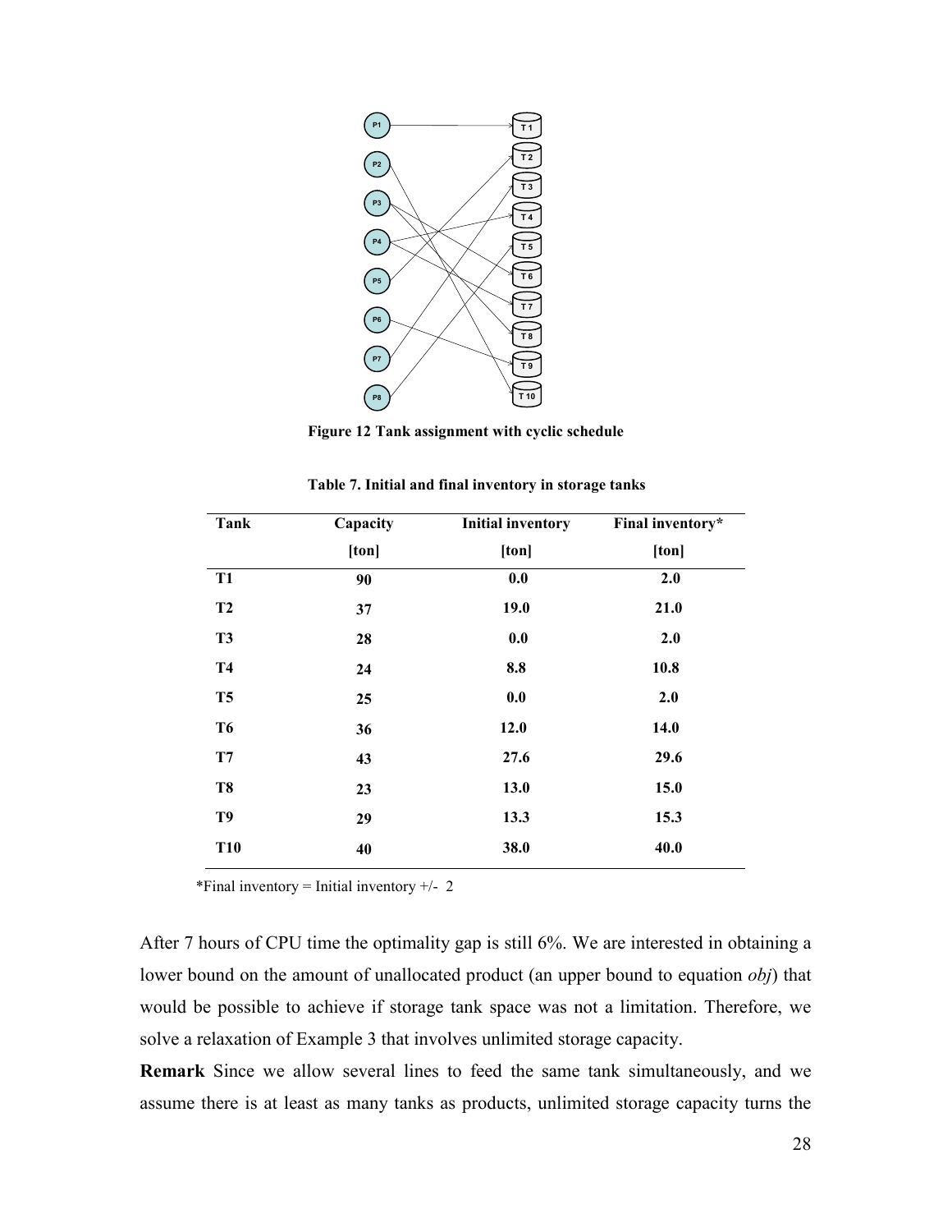**Figure 12 Tank assignment with cyclic schedule**

**Table 7. Initial and final inventory in storage tanks**

| Tank | Capacity [ton] | Initial inventory [ton] | Final inventory* [ton] |
|---|---|---|---|
| T1 | 90 | 0.0 | 2.0 |
| T2 | 37 | 19.0 | 21.0 |
| T3 | 28 | 0.0 | 2.0 |
| T4 | 24 | 8.8 | 10.8 |
| T5 | 25 | 0.0 | 2.0 |
| T6 | 36 | 12.0 | 14.0 |
| T7 | 43 | 27.6 | 29.6 |
| T8 | 23 | 13.0 | 15.0 |
| T9 | 29 | 13.3 | 15.3 |
| T10 | 40 | 38.0 | 40.0 |

*Final inventory = Initial inventory +/- 2

After 7 hours of CPU time the optimality gap is still 6%. We are interested in obtaining a lower bound on the amount of unallocated product (an upper bound to equation *obj*) that would be possible to achieve if storage tank space was not a limitation. Therefore, we solve a relaxation of Example 3 that involves unlimited storage capacity.

**Remark** Since we allow several lines to feed the same tank simultaneously, and we assume there is at least as many tanks as products, unlimited storage capacity turns the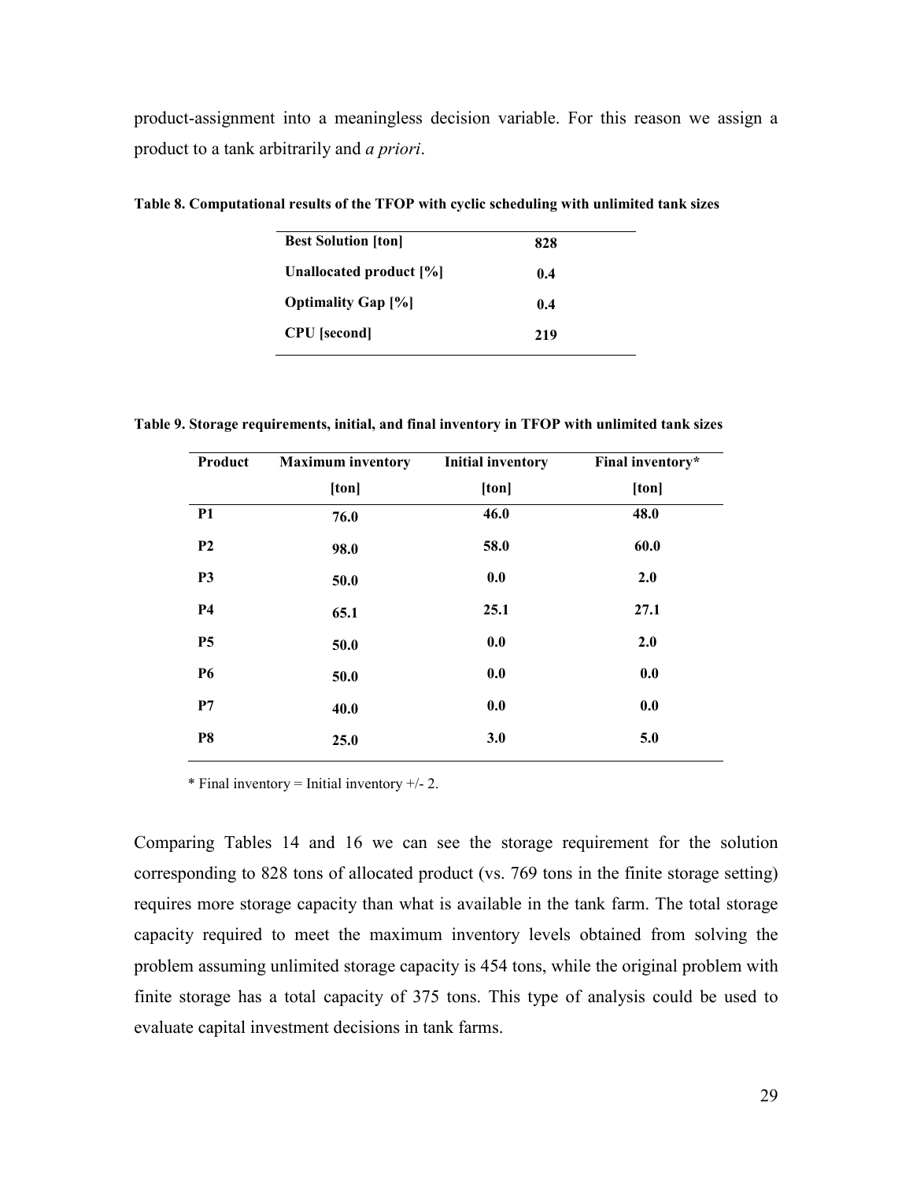product-assignment into a meaningless decision variable. For this reason we assign a product to a tank arbitrarily and *a priori*.

**Table 8. Computational results of the TFOP with cyclic scheduling with unlimited tank sizes**

| | |
|---|---|
| **Best Solution [ton]** | **828** |
| **Unallocated product [%]** | **0.4** |
| **Optimality Gap [%]** | **0.4** |
| **CPU [second]** | **219** |

**Table 9. Storage requirements, initial, and final inventory in TFOP with unlimited tank sizes**

| Product | Maximum inventory [ton] | Initial inventory [ton] | Final inventory* [ton] |
|---|---|---|---|
| **P1** | **76.0** | **46.0** | **48.0** |
| **P2** | **98.0** | **58.0** | **60.0** |
| **P3** | **50.0** | **0.0** | **2.0** |
| **P4** | **65.1** | **25.1** | **27.1** |
| **P5** | **50.0** | **0.0** | **2.0** |
| **P6** | **50.0** | **0.0** | **0.0** |
| **P7** | **40.0** | **0.0** | **0.0** |
| **P8** | **25.0** | **3.0** | **5.0** |

* Final inventory = Initial inventory +/- 2.

Comparing Tables 14 and 16 we can see the storage requirement for the solution corresponding to 828 tons of allocated product (vs. 769 tons in the finite storage setting) requires more storage capacity than what is available in the tank farm. The total storage capacity required to meet the maximum inventory levels obtained from solving the problem assuming unlimited storage capacity is 454 tons, while the original problem with finite storage has a total capacity of 375 tons. This type of analysis could be used to evaluate capital investment decisions in tank farms.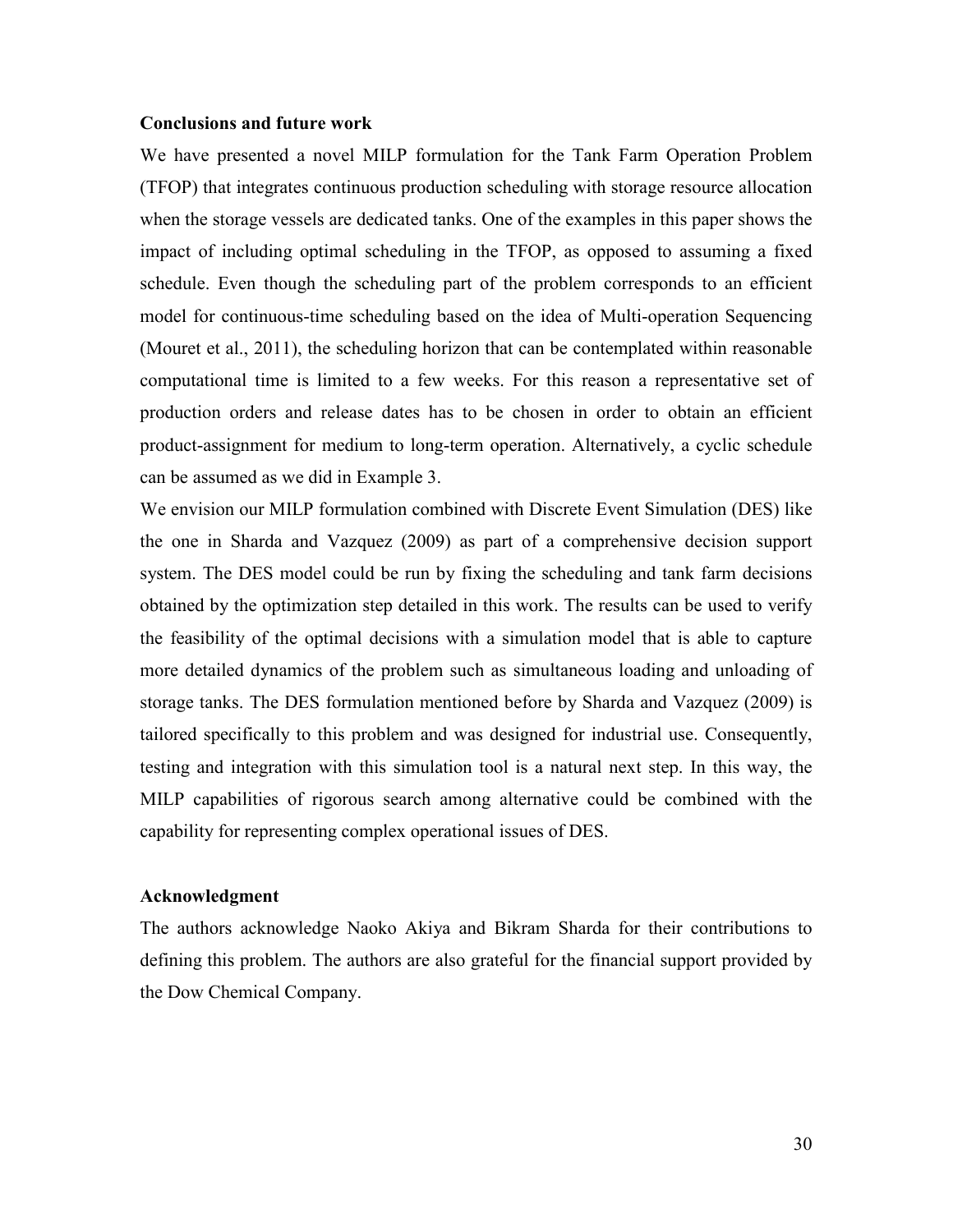## Conclusions and future work

We have presented a novel MILP formulation for the Tank Farm Operation Problem (TFOP) that integrates continuous production scheduling with storage resource allocation when the storage vessels are dedicated tanks. One of the examples in this paper shows the impact of including optimal scheduling in the TFOP, as opposed to assuming a fixed schedule. Even though the scheduling part of the problem corresponds to an efficient model for continuous-time scheduling based on the idea of Multi-operation Sequencing (Mouret et al., 2011), the scheduling horizon that can be contemplated within reasonable computational time is limited to a few weeks. For this reason a representative set of production orders and release dates has to be chosen in order to obtain an efficient product-assignment for medium to long-term operation. Alternatively, a cyclic schedule can be assumed as we did in Example 3.

We envision our MILP formulation combined with Discrete Event Simulation (DES) like the one in Sharda and Vazquez (2009) as part of a comprehensive decision support system. The DES model could be run by fixing the scheduling and tank farm decisions obtained by the optimization step detailed in this work. The results can be used to verify the feasibility of the optimal decisions with a simulation model that is able to capture more detailed dynamics of the problem such as simultaneous loading and unloading of storage tanks. The DES formulation mentioned before by Sharda and Vazquez (2009) is tailored specifically to this problem and was designed for industrial use. Consequently, testing and integration with this simulation tool is a natural next step. In this way, the MILP capabilities of rigorous search among alternative could be combined with the capability for representing complex operational issues of DES.

## Acknowledgment

The authors acknowledge Naoko Akiya and Bikram Sharda for their contributions to defining this problem. The authors are also grateful for the financial support provided by the Dow Chemical Company.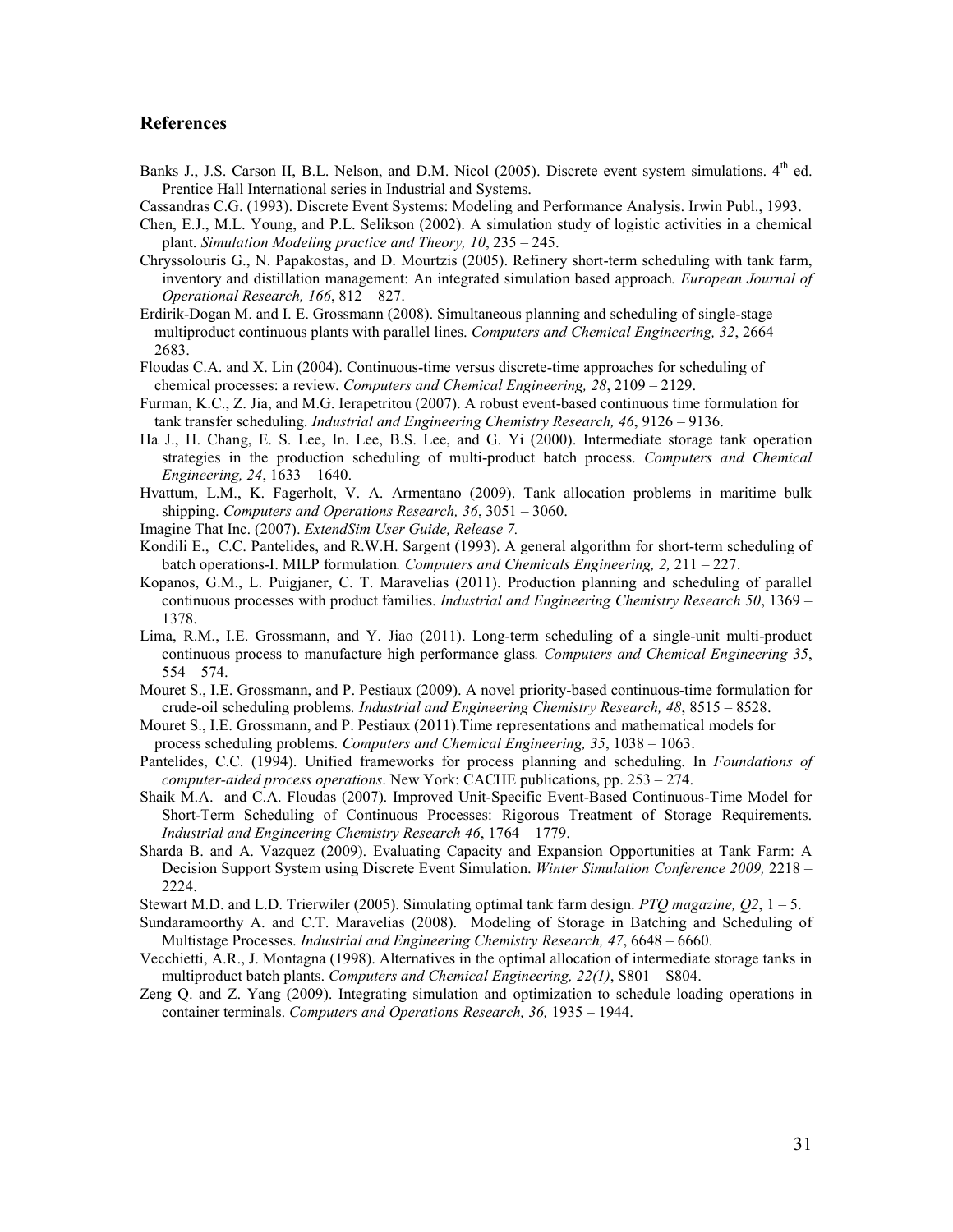## References

Banks J., J.S. Carson II, B.L. Nelson, and D.M. Nicol (2005). Discrete event system simulations. $4^{th}$ ed. Prentice Hall International series in Industrial and Systems.

Cassandras C.G. (1993). Discrete Event Systems: Modeling and Performance Analysis. Irwin Publ., 1993.

Chen, E.J., M.L. Young, and P.L. Selikson (2002). A simulation study of logistic activities in a chemical plant. *Simulation Modeling practice and Theory, 10*, 235 – 245.

Chryssolouris G., N. Papakostas, and D. Mourtzis (2005). Refinery short-term scheduling with tank farm, inventory and distillation management: An integrated simulation based approach. *European Journal of Operational Research, 166*, 812 – 827.

Erdirik-Dogan M. and I. E. Grossmann (2008). Simultaneous planning and scheduling of single-stage multiproduct continuous plants with parallel lines. *Computers and Chemical Engineering, 32*, 2664 – 2683.

Floudas C.A. and X. Lin (2004). Continuous-time versus discrete-time approaches for scheduling of chemical processes: a review. *Computers and Chemical Engineering, 28*, 2109 – 2129.

Furman, K.C., Z. Jia, and M.G. Ierapetritou (2007). A robust event-based continuous time formulation for tank transfer scheduling. *Industrial and Engineering Chemistry Research, 46*, 9126 – 9136.

Ha J., H. Chang, E. S. Lee, In. Lee, B.S. Lee, and G. Yi (2000). Intermediate storage tank operation strategies in the production scheduling of multi-product batch process. *Computers and Chemical Engineering, 24*, 1633 – 1640.

Hvattum, L.M., K. Fagerholt, V. A. Armentano (2009). Tank allocation problems in maritime bulk shipping. *Computers and Operations Research, 36*, 3051 – 3060.

Imagine That Inc. (2007). *ExtendSim User Guide, Release 7.*

Kondili E., C.C. Pantelides, and R.W.H. Sargent (1993). A general algorithm for short-term scheduling of batch operations-I. MILP formulation. *Computers and Chemicals Engineering, 2,* 211 – 227.

Kopanos, G.M., L. Puigjaner, C. T. Maravelias (2011). Production planning and scheduling of parallel continuous processes with product families. *Industrial and Engineering Chemistry Research 50*, 1369 – 1378.

Lima, R.M., I.E. Grossmann, and Y. Jiao (2011). Long-term scheduling of a single-unit multi-product continuous process to manufacture high performance glass. *Computers and Chemical Engineering 35*, 554 – 574.

Mouret S., I.E. Grossmann, and P. Pestiaux (2009). A novel priority-based continuous-time formulation for crude-oil scheduling problems. *Industrial and Engineering Chemistry Research, 48*, 8515 – 8528.

Mouret S., I.E. Grossmann, and P. Pestiaux (2011).Time representations and mathematical models for process scheduling problems. *Computers and Chemical Engineering, 35*, 1038 – 1063.

Pantelides, C.C. (1994). Unified frameworks for process planning and scheduling. In *Foundations of computer-aided process operations*. New York: CACHE publications, pp. 253 – 274.

Shaik M.A. and C.A. Floudas (2007). Improved Unit-Specific Event-Based Continuous-Time Model for Short-Term Scheduling of Continuous Processes: Rigorous Treatment of Storage Requirements. *Industrial and Engineering Chemistry Research 46*, 1764 – 1779.

Sharda B. and A. Vazquez (2009). Evaluating Capacity and Expansion Opportunities at Tank Farm: A Decision Support System using Discrete Event Simulation. *Winter Simulation Conference 2009,* 2218 – 2224.

Stewart M.D. and L.D. Trierwiler (2005). Simulating optimal tank farm design. *PTQ magazine, Q2*, 1 – 5.

Sundaramoorthy A. and C.T. Maravelias (2008). Modeling of Storage in Batching and Scheduling of Multistage Processes. *Industrial and Engineering Chemistry Research, 47*, 6648 – 6660.

Vecchietti, A.R., J. Montagna (1998). Alternatives in the optimal allocation of intermediate storage tanks in multiproduct batch plants. *Computers and Chemical Engineering, 22(1)*, S801 – S804.

Zeng Q. and Z. Yang (2009). Integrating simulation and optimization to schedule loading operations in container terminals. *Computers and Operations Research, 36,* 1935 – 1944.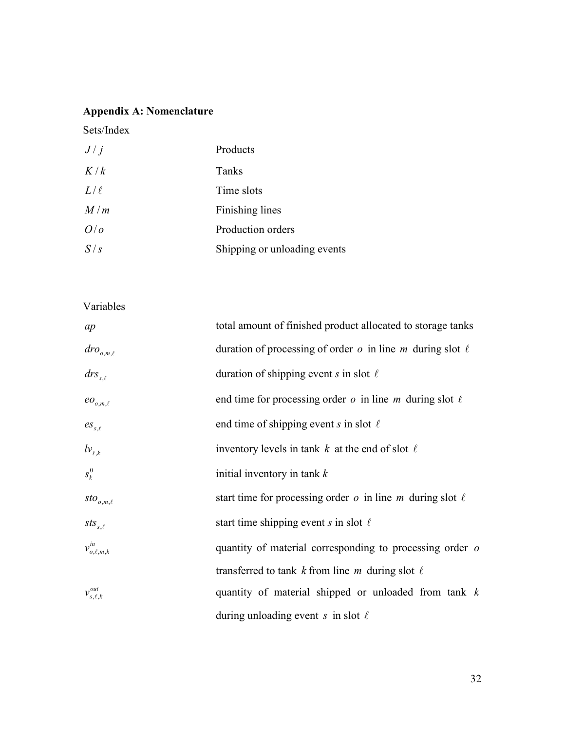## Appendix A: Nomenclature

Sets/Index

| | |
|---|---|
| $J\,/\,j$ | Products |
| $K\,/\,k$ | Tanks |
| $L\,/\,\ell$ | Time slots |
| $M\,/\,m$ | Finishing lines |
| $O\,/\,o$ | Production orders |
| $S\,/\,s$ | Shipping or unloading events |

Variables

| | |
|---|---|
| $ap$ | total amount of finished product allocated to storage tanks |
| $dro_{o,m,\ell}$ | duration of processing of order $o$ in line $m$ during slot $\ell$ |
| $drs_{s,\ell}$ | duration of shipping event $s$ in slot $\ell$ |
| $eo_{o,m,\ell}$ | end time for processing order $o$ in line $m$ during slot $\ell$ |
| $es_{s,\ell}$ | end time of shipping event $s$ in slot $\ell$ |
| $lv_{\ell,k}$ | inventory levels in tank $k$ at the end of slot $\ell$ |
| $s_k^0$ | initial inventory in tank $k$ |
| $sto_{o,m,\ell}$ | start time for processing order $o$ in line $m$ during slot $\ell$ |
| $sts_{s,\ell}$ | start time shipping event $s$ in slot $\ell$ |
| $v_{o,\ell,m,k}^{in}$ | quantity of material corresponding to processing order $o$ transferred to tank $k$ from line $m$ during slot $\ell$ |
| $v_{s,\ell,k}^{out}$ | quantity of material shipped or unloaded from tank $k$ during unloading event $s$ in slot $\ell$ |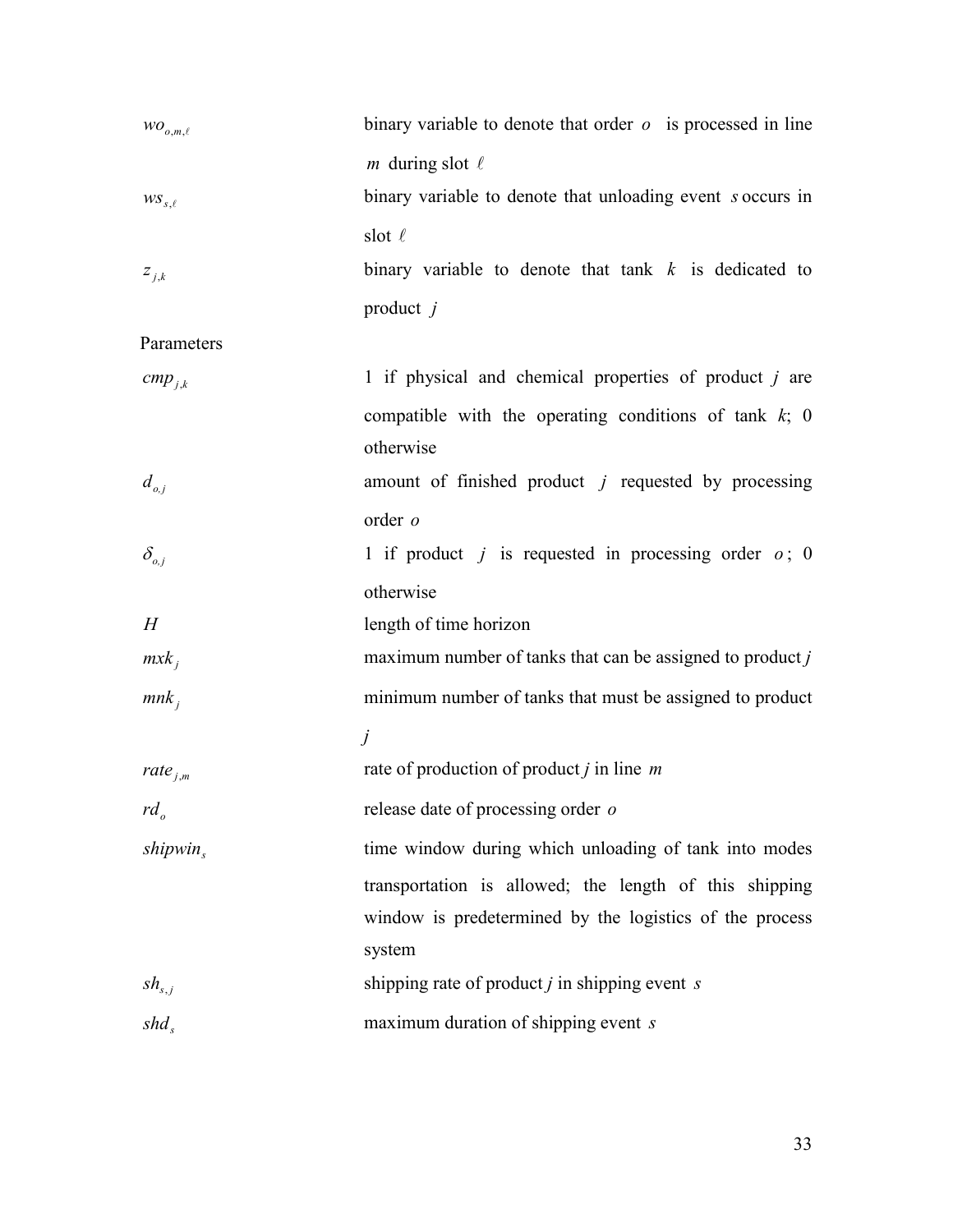$wo_{o,m,\ell}$ binary variable to denote that order $o$ is processed in line $m$ during slot $\ell$

$ws_{s,\ell}$ binary variable to denote that unloading event $s$ occurs in slot $\ell$

$z_{j,k}$ binary variable to denote that tank $k$ is dedicated to product $j$

Parameters

$cmp_{j,k}$ 1 if physical and chemical properties of product $j$ are compatible with the operating conditions of tank $k$; 0 otherwise

$d_{o,j}$ amount of finished product $j$ requested by processing order $o$

$\delta_{o,j}$ 1 if product $j$ is requested in processing order $o$; 0 otherwise

$H$ length of time horizon

$mxk_j$ maximum number of tanks that can be assigned to product $j$

$mnk_j$ minimum number of tanks that must be assigned to product $j$

$rate_{j,m}$ rate of production of product $j$ in line $m$

$rd_o$ release date of processing order $o$

$shipwin_s$ time window during which unloading of tank into modes transportation is allowed; the length of this shipping window is predetermined by the logistics of the process system

$sh_{s,j}$ shipping rate of product $j$ in shipping event $s$

$shd_s$ maximum duration of shipping event $s$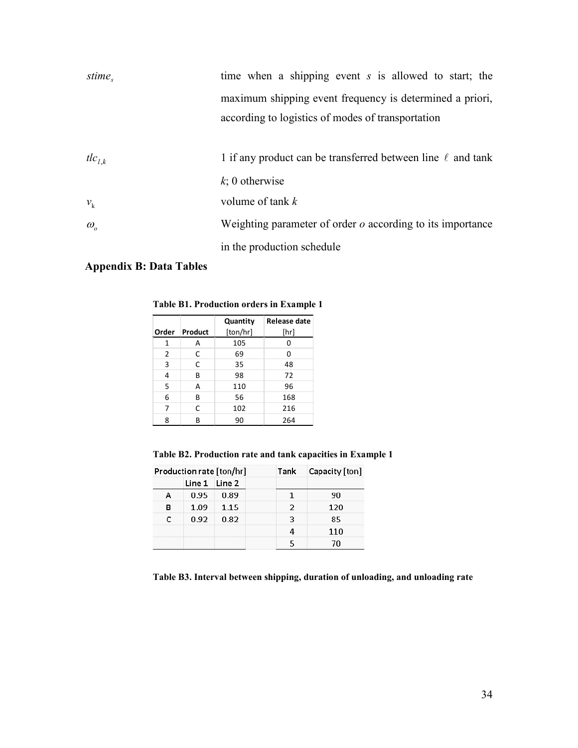$stime_s$ time when a shipping event $s$ is allowed to start; the maximum shipping event frequency is determined a priori, according to logistics of modes of transportation

$tlc_{l,k}$ 1 if any product can be transferred between line $\ell$ and tank $k$; 0 otherwise

$v_k$ volume of tank $k$

$\omega_o$ Weighting parameter of order $o$ according to its importance in the production schedule

## Appendix B: Data Tables

**Table B1. Production orders in Example 1**

| Order | Product | Quantity [ton/hr] | Release date [hr] |
|---|---|---|---|
| 1 | A | 105 | 0 |
| 2 | C | 69 | 0 |
| 3 | C | 35 | 48 |
| 4 | B | 98 | 72 |
| 5 | A | 110 | 96 |
| 6 | B | 56 | 168 |
| 7 | C | 102 | 216 |
| 8 | B | 90 | 264 |

**Table B2. Production rate and tank capacities in Example 1**

| Production rate [ton/hr] | | | | Tank | Capacity [ton] |
|---|---|---|---|---|---|
| | Line 1 | Line 2 | | | |
| A | 0.95 | 0.89 | | 1 | 90 |
| B | 1.09 | 1.15 | | 2 | 120 |
| C | 0.92 | 0.82 | | 3 | 85 |
| | | | | 4 | 110 |
| | | | | 5 | 70 |

**Table B3. Interval between shipping, duration of unloading, and unloading rate**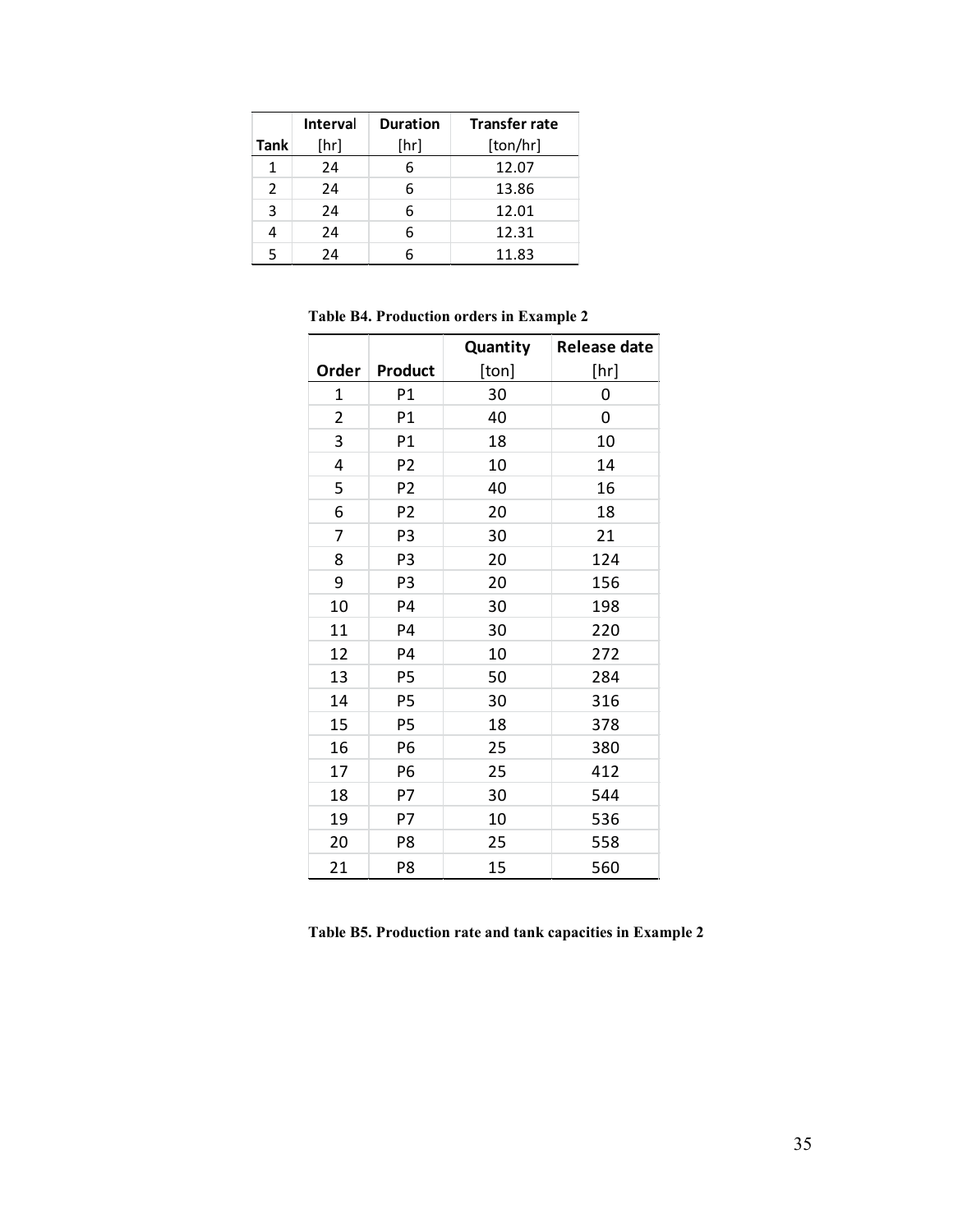| Tank | Interval [hr] | Duration [hr] | Transfer rate [ton/hr] |
|---|---|---|---|
| 1 | 24 | 6 | 12.07 |
| 2 | 24 | 6 | 13.86 |
| 3 | 24 | 6 | 12.01 |
| 4 | 24 | 6 | 12.31 |
| 5 | 24 | 6 | 11.83 |

**Table B4. Production orders in Example 2**

| Order | Product | Quantity [ton] | Release date [hr] |
|---|---|---|---|
| 1 | P1 | 30 | 0 |
| 2 | P1 | 40 | 0 |
| 3 | P1 | 18 | 10 |
| 4 | P2 | 10 | 14 |
| 5 | P2 | 40 | 16 |
| 6 | P2 | 20 | 18 |
| 7 | P3 | 30 | 21 |
| 8 | P3 | 20 | 124 |
| 9 | P3 | 20 | 156 |
| 10 | P4 | 30 | 198 |
| 11 | P4 | 30 | 220 |
| 12 | P4 | 10 | 272 |
| 13 | P5 | 50 | 284 |
| 14 | P5 | 30 | 316 |
| 15 | P5 | 18 | 378 |
| 16 | P6 | 25 | 380 |
| 17 | P6 | 25 | 412 |
| 18 | P7 | 30 | 544 |
| 19 | P7 | 10 | 536 |
| 20 | P8 | 25 | 558 |
| 21 | P8 | 15 | 560 |

**Table B5. Production rate and tank capacities in Example 2**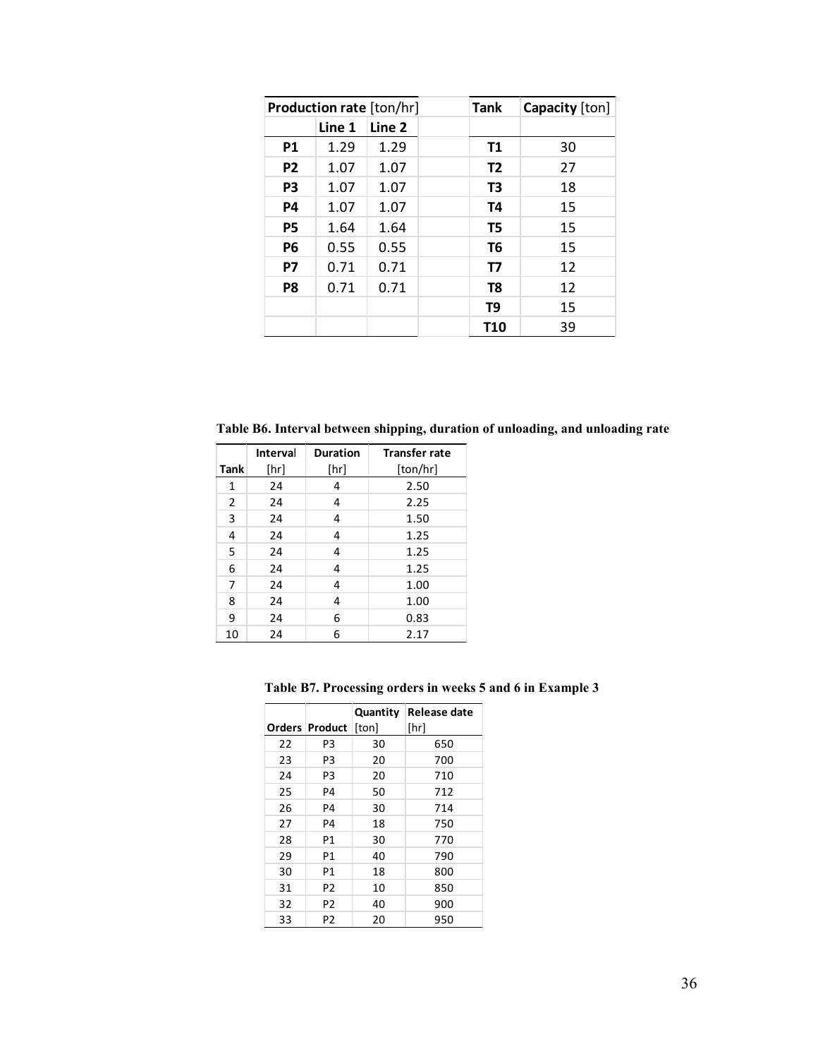| Production rate [ton/hr] | | |
|---|---|---|
| | Line 1 | Line 2 |
| P1 | 1.29 | 1.29 |
| P2 | 1.07 | 1.07 |
| P3 | 1.07 | 1.07 |
| P4 | 1.07 | 1.07 |
| P5 | 1.64 | 1.64 |
| P6 | 0.55 | 0.55 |
| P7 | 0.71 | 0.71 |
| P8 | 0.71 | 0.71 |

| Tank | Capacity [ton] |
|---|---|
| T1 | 30 |
| T2 | 27 |
| T3 | 18 |
| T4 | 15 |
| T5 | 15 |
| T6 | 15 |
| T7 | 12 |
| T8 | 12 |
| T9 | 15 |
| T10 | 39 |

**Table B6. Interval between shipping, duration of unloading, and unloading rate**

| Tank | Interval [hr] | Duration [hr] | Transfer rate [ton/hr] |
|---|---|---|---|
| 1 | 24 | 4 | 2.50 |
| 2 | 24 | 4 | 2.25 |
| 3 | 24 | 4 | 1.50 |
| 4 | 24 | 4 | 1.25 |
| 5 | 24 | 4 | 1.25 |
| 6 | 24 | 4 | 1.25 |
| 7 | 24 | 4 | 1.00 |
| 8 | 24 | 4 | 1.00 |
| 9 | 24 | 6 | 0.83 |
| 10 | 24 | 6 | 2.17 |

**Table B7. Processing orders in weeks 5 and 6 in Example 3**

| Orders | Product | Quantity [ton] | Release date [hr] |
|---|---|---|---|
| 22 | P3 | 30 | 650 |
| 23 | P3 | 20 | 700 |
| 24 | P3 | 20 | 710 |
| 25 | P4 | 50 | 712 |
| 26 | P4 | 30 | 714 |
| 27 | P4 | 18 | 750 |
| 28 | P1 | 30 | 770 |
| 29 | P1 | 40 | 790 |
| 30 | P1 | 18 | 800 |
| 31 | P2 | 10 | 850 |
| 32 | P2 | 40 | 900 |
| 33 | P2 | 20 | 950 |